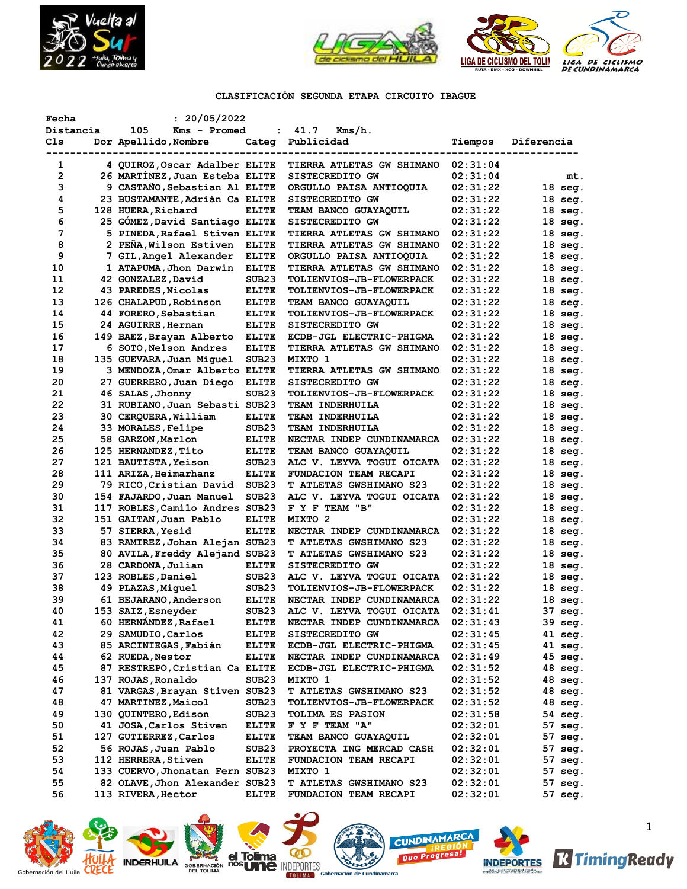## CLASIFICACIÓN SEGUNDA ETAPA CIRCUITO IBAGUE

Fecha : 20/05/2022
Distancia 105 Kms - Promed : 41.7 Kms/h.

| Cls | Dor | Apellido,Nombre | Categ | Publicidad | Tiempos | Diferencia |
|---|---|---|---|---|---|---|
| 1 | 4 | QUIROZ,Oscar Adalber | ELITE | TIERRA ATLETAS GW SHIMANO | 02:31:04 | |
| 2 | 26 | MARTÍNEZ,Juan Esteba | ELITE | SISTECREDITO GW | 02:31:04 | mt. |
| 3 | 9 | CASTAÑO,Sebastian Al | ELITE | ORGULLO PAISA ANTIOQUIA | 02:31:22 | 18 seg. |
| 4 | 23 | BUSTAMANTE,Adrián Ca | ELITE | SISTECREDITO GW | 02:31:22 | 18 seg. |
| 5 | 128 | HUERA,Richard | ELITE | TEAM BANCO GUAYAQUIL | 02:31:22 | 18 seg. |
| 6 | 25 | GÓMEZ,David Santiago | ELITE | SISTECREDITO GW | 02:31:22 | 18 seg. |
| 7 | 5 | PINEDA,Rafael Stiven | ELITE | TIERRA ATLETAS GW SHIMANO | 02:31:22 | 18 seg. |
| 8 | 2 | PEÑA,Wilson Estiven | ELITE | TIERRA ATLETAS GW SHIMANO | 02:31:22 | 18 seg. |
| 9 | 7 | GIL,Angel Alexander | ELITE | ORGULLO PAISA ANTIOQUIA | 02:31:22 | 18 seg. |
| 10 | 1 | ATAPUMA,Jhon Darwin | ELITE | TIERRA ATLETAS GW SHIMANO | 02:31:22 | 18 seg. |
| 11 | 42 | GONZALEZ,David | SUB23 | TOLIENVIOS-JB-FLOWERPACK | 02:31:22 | 18 seg. |
| 12 | 43 | PAREDES,Nicolas | ELITE | TOLIENVIOS-JB-FLOWERPACK | 02:31:22 | 18 seg. |
| 13 | 126 | CHALAPUD,Robinson | ELITE | TEAM BANCO GUAYAQUIL | 02:31:22 | 18 seg. |
| 14 | 44 | FORERO,Sebastian | ELITE | TOLIENVIOS-JB-FLOWERPACK | 02:31:22 | 18 seg. |
| 15 | 24 | AGUIRRE,Hernan | ELITE | SISTECREDITO GW | 02:31:22 | 18 seg. |
| 16 | 149 | BAEZ,Brayan Alberto | ELITE | ECDB-JGL ELECTRIC-PHIGMA | 02:31:22 | 18 seg. |
| 17 | 6 | SOTO,Nelson Andres | ELITE | TIERRA ATLETAS GW SHIMANO | 02:31:22 | 18 seg. |
| 18 | 135 | GUEVARA,Juan Miguel | SUB23 | MIXTO 1 | 02:31:22 | 18 seg. |
| 19 | 3 | MENDOZA,Omar Alberto | ELITE | TIERRA ATLETAS GW SHIMANO | 02:31:22 | 18 seg. |
| 20 | 27 | GUERRERO,Juan Diego | ELITE | SISTECREDITO GW | 02:31:22 | 18 seg. |
| 21 | 46 | SALAS,Jhonny | SUB23 | TOLIENVIOS-JB-FLOWERPACK | 02:31:22 | 18 seg. |
| 22 | 31 | RUBIANO,Juan Sebasti | SUB23 | TEAM INDERHUILA | 02:31:22 | 18 seg. |
| 23 | 30 | CERQUERA,William | ELITE | TEAM INDERHUILA | 02:31:22 | 18 seg. |
| 24 | 33 | MORALES,Felipe | SUB23 | TEAM INDERHUILA | 02:31:22 | 18 seg. |
| 25 | 58 | GARZON,Marlon | ELITE | NECTAR INDEP CUNDINAMARCA | 02:31:22 | 18 seg. |
| 26 | 125 | HERNANDEZ,Tito | ELITE | TEAM BANCO GUAYAQUIL | 02:31:22 | 18 seg. |
| 27 | 121 | BAUTISTA,Yeison | SUB23 | ALC V. LEYVA TOGUI OICATA | 02:31:22 | 18 seg. |
| 28 | 111 | ARIZA,Heimarhanz | ELITE | FUNDACION TEAM RECAPI | 02:31:22 | 18 seg. |
| 29 | 79 | RICO,Cristian David | SUB23 | T ATLETAS GWSHIMANO S23 | 02:31:22 | 18 seg. |
| 30 | 154 | FAJARDO,Juan Manuel | SUB23 | ALC V. LEYVA TOGUI OICATA | 02:31:22 | 18 seg. |
| 31 | 117 | ROBLES,Camilo Andres | SUB23 | F Y F TEAM "B" | 02:31:22 | 18 seg. |
| 32 | 151 | GAITAN,Juan Pablo | ELITE | MIXTO 2 | 02:31:22 | 18 seg. |
| 33 | 57 | SIERRA,Yesid | ELITE | NECTAR INDEP CUNDINAMARCA | 02:31:22 | 18 seg. |
| 34 | 83 | RAMIREZ,Johan Alejan | SUB23 | T ATLETAS GWSHIMANO S23 | 02:31:22 | 18 seg. |
| 35 | 80 | AVILA,Freddy Alejand | SUB23 | T ATLETAS GWSHIMANO S23 | 02:31:22 | 18 seg. |
| 36 | 28 | CARDONA,Julian | ELITE | SISTECREDITO GW | 02:31:22 | 18 seg. |
| 37 | 123 | ROBLES,Daniel | SUB23 | ALC V. LEYVA TOGUI OICATA | 02:31:22 | 18 seg. |
| 38 | 49 | PLAZAS,Miguel | SUB23 | TOLIENVIOS-JB-FLOWERPACK | 02:31:22 | 18 seg. |
| 39 | 61 | BEJARANO,Anderson | ELITE | NECTAR INDEP CUNDINAMARCA | 02:31:22 | 18 seg. |
| 40 | 153 | SAIZ,Esneyder | SUB23 | ALC V. LEYVA TOGUI OICATA | 02:31:41 | 37 seg. |
| 41 | 60 | HERNÁNDEZ,Rafael | ELITE | NECTAR INDEP CUNDINAMARCA | 02:31:43 | 39 seg. |
| 42 | 29 | SAMUDIO,Carlos | ELITE | SISTECREDITO GW | 02:31:45 | 41 seg. |
| 43 | 85 | ARCINIEGAS,Fabián | ELITE | ECDB-JGL ELECTRIC-PHIGMA | 02:31:45 | 41 seg. |
| 44 | 62 | RUEDA,Nestor | ELITE | NECTAR INDEP CUNDINAMARCA | 02:31:49 | 45 seg. |
| 45 | 87 | RESTREPO,Cristian Ca | ELITE | ECDB-JGL ELECTRIC-PHIGMA | 02:31:52 | 48 seg. |
| 46 | 137 | ROJAS,Ronaldo | SUB23 | MIXTO 1 | 02:31:52 | 48 seg. |
| 47 | 81 | VARGAS,Brayan Stiven | SUB23 | T ATLETAS GWSHIMANO S23 | 02:31:52 | 48 seg. |
| 48 | 47 | MARTINEZ,Maicol | SUB23 | TOLIENVIOS-JB-FLOWERPACK | 02:31:52 | 48 seg. |
| 49 | 130 | QUINTERO,Edison | SUB23 | TOLIMA ES PASION | 02:31:58 | 54 seg. |
| 50 | 41 | JOSA,Carlos Stiven | ELITE | F Y F TEAM "A" | 02:32:01 | 57 seg. |
| 51 | 127 | GUTIERREZ,Carlos | ELITE | TEAM BANCO GUAYAQUIL | 02:32:01 | 57 seg. |
| 52 | 56 | ROJAS,Juan Pablo | SUB23 | PROYECTA ING MERCAD CASH | 02:32:01 | 57 seg. |
| 53 | 112 | HERRERA,Stiven | ELITE | FUNDACION TEAM RECAPI | 02:32:01 | 57 seg. |
| 54 | 133 | CUERVO,Jhonatan Fern | SUB23 | MIXTO 1 | 02:32:01 | 57 seg. |
| 55 | 82 | OLAVE,Jhon Alexander | SUB23 | T ATLETAS GWSHIMANO S23 | 02:32:01 | 57 seg. |
| 56 | 113 | RIVERA,Hector | ELITE | FUNDACION TEAM RECAPI | 02:32:01 | 57 seg. |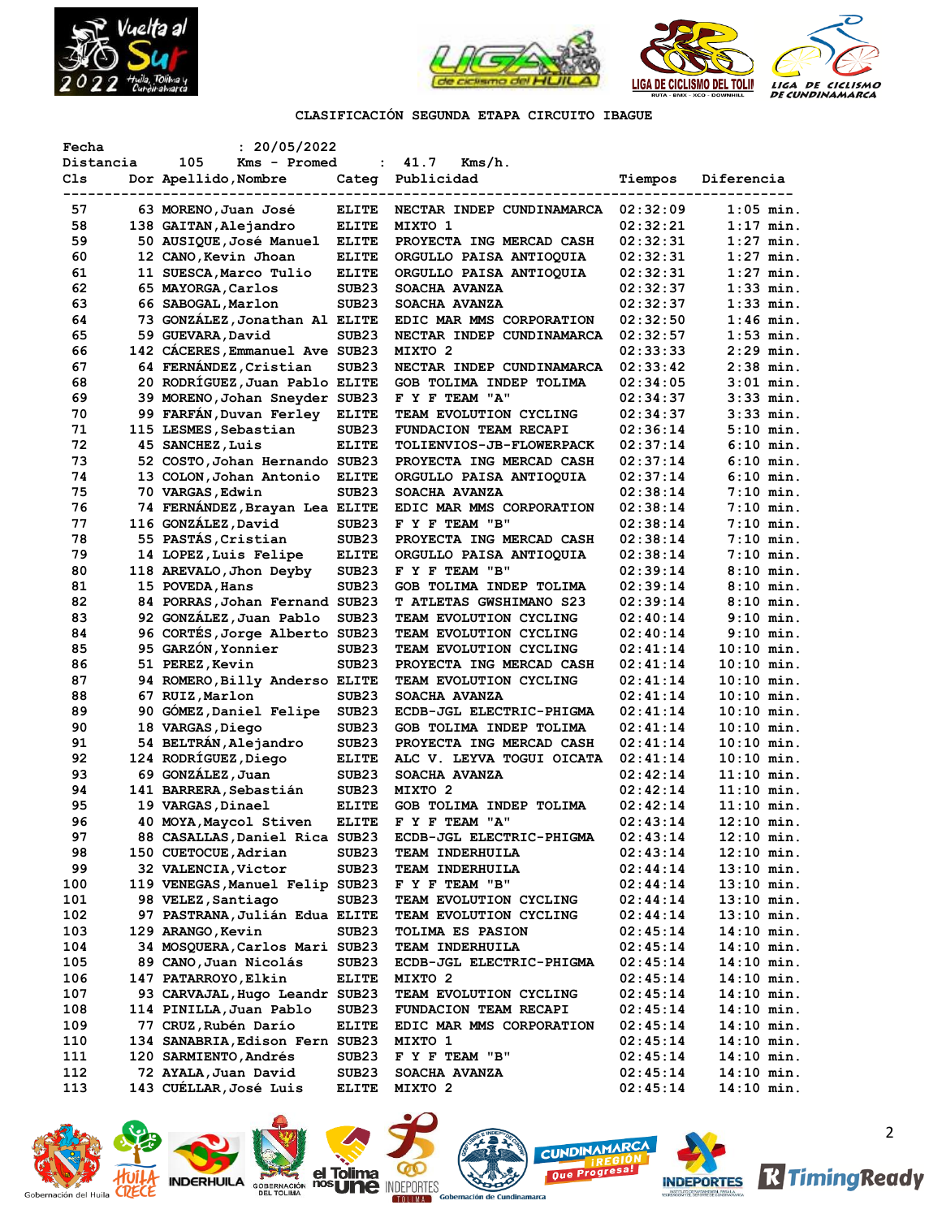CLASIFICACIÓN SEGUNDA ETAPA CIRCUITO IBAGUE

Fecha : 20/05/2022
Distancia 105 Kms - Promed : 41.7 Kms/h.

| Cls | Dor | Apellido,Nombre | Categ | Publicidad | Tiempos | Diferencia |
|---|---|---|---|---|---|---|
| 57 | 63 | MORENO,Juan José | ELITE | NECTAR INDEP CUNDINAMARCA | 02:32:09 | 1:05 min. |
| 58 | 138 | GAITAN,Alejandro | ELITE | MIXTO 1 | 02:32:21 | 1:17 min. |
| 59 | 50 | AUSIQUE,José Manuel | ELITE | PROYECTA ING MERCAD CASH | 02:32:31 | 1:27 min. |
| 60 | 12 | CANO,Kevin Jhoan | ELITE | ORGULLO PAISA ANTIOQUIA | 02:32:31 | 1:27 min. |
| 61 | 11 | SUESCA,Marco Tulio | ELITE | ORGULLO PAISA ANTIOQUIA | 02:32:31 | 1:27 min. |
| 62 | 65 | MAYORGA,Carlos | SUB23 | SOACHA AVANZA | 02:32:37 | 1:33 min. |
| 63 | 66 | SABOGAL,Marlon | SUB23 | SOACHA AVANZA | 02:32:37 | 1:33 min. |
| 64 | 73 | GONZÁLEZ,Jonathan Al | ELITE | EDIC MAR MMS CORPORATION | 02:32:50 | 1:46 min. |
| 65 | 59 | GUEVARA,David | SUB23 | NECTAR INDEP CUNDINAMARCA | 02:32:57 | 1:53 min. |
| 66 | 142 | CÁCERES,Emmanuel Ave | SUB23 | MIXTO 2 | 02:33:33 | 2:29 min. |
| 67 | 64 | FERNÁNDEZ,Cristian | SUB23 | NECTAR INDEP CUNDINAMARCA | 02:33:42 | 2:38 min. |
| 68 | 20 | RODRÍGUEZ,Juan Pablo | ELITE | GOB TOLIMA INDEP TOLIMA | 02:34:05 | 3:01 min. |
| 69 | 39 | MORENO,Johan Sneyder | SUB23 | F Y F TEAM "A" | 02:34:37 | 3:33 min. |
| 70 | 99 | FARFÁN,Duvan Ferley | ELITE | TEAM EVOLUTION CYCLING | 02:34:37 | 3:33 min. |
| 71 | 115 | LESMES,Sebastian | SUB23 | FUNDACION TEAM RECAPI | 02:36:14 | 5:10 min. |
| 72 | 45 | SANCHEZ,Luis | ELITE | TOLIENVIOS-JB-FLOWERPACK | 02:37:14 | 6:10 min. |
| 73 | 52 | COSTO,Johan Hernando | SUB23 | PROYECTA ING MERCAD CASH | 02:37:14 | 6:10 min. |
| 74 | 13 | COLON,Johan Antonio | ELITE | ORGULLO PAISA ANTIOQUIA | 02:37:14 | 6:10 min. |
| 75 | 70 | VARGAS,Edwin | SUB23 | SOACHA AVANZA | 02:38:14 | 7:10 min. |
| 76 | 74 | FERNÁNDEZ,Brayan Lea | ELITE | EDIC MAR MMS CORPORATION | 02:38:14 | 7:10 min. |
| 77 | 116 | GONZÁLEZ,David | SUB23 | F Y F TEAM "B" | 02:38:14 | 7:10 min. |
| 78 | 55 | PASTÁS,Cristian | SUB23 | PROYECTA ING MERCAD CASH | 02:38:14 | 7:10 min. |
| 79 | 14 | LOPEZ,Luis Felipe | ELITE | ORGULLO PAISA ANTIOQUIA | 02:38:14 | 7:10 min. |
| 80 | 118 | AREVALO,Jhon Deyby | SUB23 | F Y F TEAM "B" | 02:39:14 | 8:10 min. |
| 81 | 15 | POVEDA,Hans | SUB23 | GOB TOLIMA INDEP TOLIMA | 02:39:14 | 8:10 min. |
| 82 | 84 | PORRAS,Johan Fernand | SUB23 | T ATLETAS GWSHIMANO S23 | 02:39:14 | 8:10 min. |
| 83 | 92 | GONZÁLEZ,Juan Pablo | SUB23 | TEAM EVOLUTION CYCLING | 02:40:14 | 9:10 min. |
| 84 | 96 | CORTÉS,Jorge Alberto | SUB23 | TEAM EVOLUTION CYCLING | 02:40:14 | 9:10 min. |
| 85 | 95 | GARZÓN,Yonnier | SUB23 | TEAM EVOLUTION CYCLING | 02:41:14 | 10:10 min. |
| 86 | 51 | PEREZ,Kevin | SUB23 | PROYECTA ING MERCAD CASH | 02:41:14 | 10:10 min. |
| 87 | 94 | ROMERO,Billy Anderso | ELITE | TEAM EVOLUTION CYCLING | 02:41:14 | 10:10 min. |
| 88 | 67 | RUIZ,Marlon | SUB23 | SOACHA AVANZA | 02:41:14 | 10:10 min. |
| 89 | 90 | GÓMEZ,Daniel Felipe | SUB23 | ECDB-JGL ELECTRIC-PHIGMA | 02:41:14 | 10:10 min. |
| 90 | 18 | VARGAS,Diego | SUB23 | GOB TOLIMA INDEP TOLIMA | 02:41:14 | 10:10 min. |
| 91 | 54 | BELTRÁN,Alejandro | SUB23 | PROYECTA ING MERCAD CASH | 02:41:14 | 10:10 min. |
| 92 | 124 | RODRÍGUEZ,Diego | ELITE | ALC V. LEYVA TOGUI OICATA | 02:41:14 | 10:10 min. |
| 93 | 69 | GONZÁLEZ,Juan | SUB23 | SOACHA AVANZA | 02:42:14 | 11:10 min. |
| 94 | 141 | BARRERA,Sebastián | SUB23 | MIXTO 2 | 02:42:14 | 11:10 min. |
| 95 | 19 | VARGAS,Dinael | ELITE | GOB TOLIMA INDEP TOLIMA | 02:42:14 | 11:10 min. |
| 96 | 40 | MOYA,Maycol Stiven | ELITE | F Y F TEAM "A" | 02:43:14 | 12:10 min. |
| 97 | 88 | CASALLAS,Daniel Rica | SUB23 | ECDB-JGL ELECTRIC-PHIGMA | 02:43:14 | 12:10 min. |
| 98 | 150 | CUETOCUE,Adrian | SUB23 | TEAM INDERHUILA | 02:43:14 | 12:10 min. |
| 99 | 32 | VALENCIA,Victor | SUB23 | TEAM INDERHUILA | 02:44:14 | 13:10 min. |
| 100 | 119 | VENEGAS,Manuel Felip | SUB23 | F Y F TEAM "B" | 02:44:14 | 13:10 min. |
| 101 | 98 | VELEZ,Santiago | SUB23 | TEAM EVOLUTION CYCLING | 02:44:14 | 13:10 min. |
| 102 | 97 | PASTRANA,Julián Edua | ELITE | TEAM EVOLUTION CYCLING | 02:44:14 | 13:10 min. |
| 103 | 129 | ARANGO,Kevin | SUB23 | TOLIMA ES PASION | 02:45:14 | 14:10 min. |
| 104 | 34 | MOSQUERA,Carlos Mari | SUB23 | TEAM INDERHUILA | 02:45:14 | 14:10 min. |
| 105 | 89 | CANO,Juan Nicolás | SUB23 | ECDB-JGL ELECTRIC-PHIGMA | 02:45:14 | 14:10 min. |
| 106 | 147 | PATARROYO,Elkin | ELITE | MIXTO 2 | 02:45:14 | 14:10 min. |
| 107 | 93 | CARVAJAL,Hugo Leandr | SUB23 | TEAM EVOLUTION CYCLING | 02:45:14 | 14:10 min. |
| 108 | 114 | PINILLA,Juan Pablo | SUB23 | FUNDACION TEAM RECAPI | 02:45:14 | 14:10 min. |
| 109 | 77 | CRUZ,Rubén Darío | ELITE | EDIC MAR MMS CORPORATION | 02:45:14 | 14:10 min. |
| 110 | 134 | SANABRIA,Edison Fern | SUB23 | MIXTO 1 | 02:45:14 | 14:10 min. |
| 111 | 120 | SARMIENTO,Andrés | SUB23 | F Y F TEAM "B" | 02:45:14 | 14:10 min. |
| 112 | 72 | AYALA,Juan David | SUB23 | SOACHA AVANZA | 02:45:14 | 14:10 min. |
| 113 | 143 | CUÉLLAR,José Luis | ELITE | MIXTO 2 | 02:45:14 | 14:10 min. |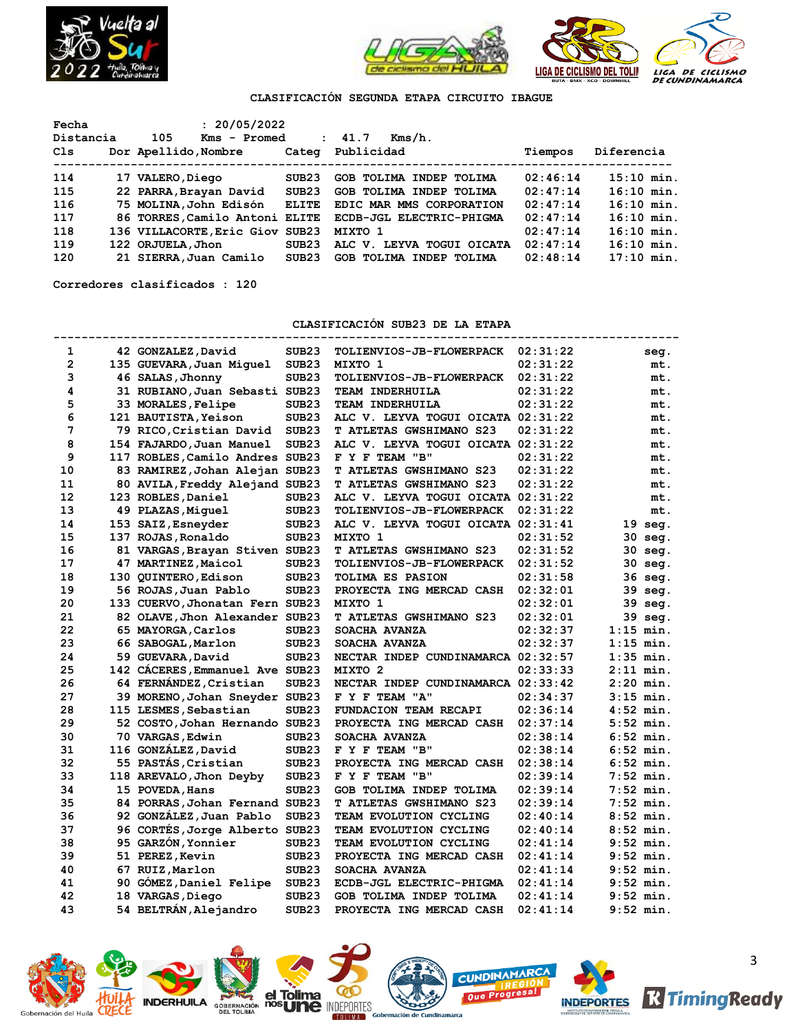## CLASIFICACIÓN SEGUNDA ETAPA CIRCUITO IBAGUE

Fecha : 20/05/2022
Distancia 105 Kms - Promed : 41.7 Kms/h.

| Cls | Dor | Apellido,Nombre | Categ | Publicidad | Tiempos | Diferencia |
|---|---|---|---|---|---|---|
| 114 | 17 | VALERO,Diego | SUB23 | GOB TOLIMA INDEP TOLIMA | 02:46:14 | 15:10 min. |
| 115 | 22 | PARRA,Brayan David | SUB23 | GOB TOLIMA INDEP TOLIMA | 02:47:14 | 16:10 min. |
| 116 | 75 | MOLINA,John Edisón | ELITE | EDIC MAR MMS CORPORATION | 02:47:14 | 16:10 min. |
| 117 | 86 | TORRES,Camilo Antoni | ELITE | ECDB-JGL ELECTRIC-PHIGMA | 02:47:14 | 16:10 min. |
| 118 | 136 | VILLACORTE,Eric Giov | SUB23 | MIXTO 1 | 02:47:14 | 16:10 min. |
| 119 | 122 | ORJUELA,Jhon | SUB23 | ALC V. LEYVA TOGUI OICATA | 02:47:14 | 16:10 min. |
| 120 | 21 | SIERRA,Juan Camilo | SUB23 | GOB TOLIMA INDEP TOLIMA | 02:48:14 | 17:10 min. |

Corredores clasificados : 120

## CLASIFICACIÓN SUB23 DE LA ETAPA

| Cls | Dor | Apellido,Nombre | Categ | Publicidad | Tiempos | Diferencia |
|---|---|---|---|---|---|---|
| 1 | 42 | GONZALEZ,David | SUB23 | TOLIENVIOS-JB-FLOWERPACK | 02:31:22 | seg. |
| 2 | 135 | GUEVARA,Juan Miguel | SUB23 | MIXTO 1 | 02:31:22 | mt. |
| 3 | 46 | SALAS,Jhonny | SUB23 | TOLIENVIOS-JB-FLOWERPACK | 02:31:22 | mt. |
| 4 | 31 | RUBIANO,Juan Sebasti | SUB23 | TEAM INDERHUILA | 02:31:22 | mt. |
| 5 | 33 | MORALES,Felipe | SUB23 | TEAM INDERHUILA | 02:31:22 | mt. |
| 6 | 121 | BAUTISTA,Yeison | SUB23 | ALC V. LEYVA TOGUI OICATA | 02:31:22 | mt. |
| 7 | 79 | RICO,Cristian David | SUB23 | T ATLETAS GWSHIMANO S23 | 02:31:22 | mt. |
| 8 | 154 | FAJARDO,Juan Manuel | SUB23 | ALC V. LEYVA TOGUI OICATA | 02:31:22 | mt. |
| 9 | 117 | ROBLES,Camilo Andres | SUB23 | F Y F TEAM "B" | 02:31:22 | mt. |
| 10 | 83 | RAMIREZ,Johan Alejan | SUB23 | T ATLETAS GWSHIMANO S23 | 02:31:22 | mt. |
| 11 | 80 | AVILA,Freddy Alejand | SUB23 | T ATLETAS GWSHIMANO S23 | 02:31:22 | mt. |
| 12 | 123 | ROBLES,Daniel | SUB23 | ALC V. LEYVA TOGUI OICATA | 02:31:22 | mt. |
| 13 | 49 | PLAZAS,Miguel | SUB23 | TOLIENVIOS-JB-FLOWERPACK | 02:31:22 | mt. |
| 14 | 153 | SAIZ,Esneyder | SUB23 | ALC V. LEYVA TOGUI OICATA | 02:31:41 | 19 seg. |
| 15 | 137 | ROJAS,Ronaldo | SUB23 | MIXTO 1 | 02:31:52 | 30 seg. |
| 16 | 81 | VARGAS,Brayan Stiven | SUB23 | T ATLETAS GWSHIMANO S23 | 02:31:52 | 30 seg. |
| 17 | 47 | MARTINEZ,Maicol | SUB23 | TOLIENVIOS-JB-FLOWERPACK | 02:31:52 | 30 seg. |
| 18 | 130 | QUINTERO,Edison | SUB23 | TOLIMA ES PASION | 02:31:58 | 36 seg. |
| 19 | 56 | ROJAS,Juan Pablo | SUB23 | PROYECTA ING MERCAD CASH | 02:32:01 | 39 seg. |
| 20 | 133 | CUERVO,Jhonatan Fern | SUB23 | MIXTO 1 | 02:32:01 | 39 seg. |
| 21 | 82 | OLAVE,Jhon Alexander | SUB23 | T ATLETAS GWSHIMANO S23 | 02:32:01 | 39 seg. |
| 22 | 65 | MAYORGA,Carlos | SUB23 | SOACHA AVANZA | 02:32:37 | 1:15 min. |
| 23 | 66 | SABOGAL,Marlon | SUB23 | SOACHA AVANZA | 02:32:37 | 1:15 min. |
| 24 | 59 | GUEVARA,David | SUB23 | NECTAR INDEP CUNDINAMARCA | 02:32:57 | 1:35 min. |
| 25 | 142 | CÁCERES,Emmanuel Ave | SUB23 | MIXTO 2 | 02:33:33 | 2:11 min. |
| 26 | 64 | FERNÁNDEZ,Cristian | SUB23 | NECTAR INDEP CUNDINAMARCA | 02:33:42 | 2:20 min. |
| 27 | 39 | MORENO,Johan Sneyder | SUB23 | F Y F TEAM "A" | 02:34:37 | 3:15 min. |
| 28 | 115 | LESMES,Sebastian | SUB23 | FUNDACION TEAM RECAPI | 02:36:14 | 4:52 min. |
| 29 | 52 | COSTO,Johan Hernando | SUB23 | PROYECTA ING MERCAD CASH | 02:37:14 | 5:52 min. |
| 30 | 70 | VARGAS,Edwin | SUB23 | SOACHA AVANZA | 02:38:14 | 6:52 min. |
| 31 | 116 | GONZÁLEZ,David | SUB23 | F Y F TEAM "B" | 02:38:14 | 6:52 min. |
| 32 | 55 | PASTÁS,Cristian | SUB23 | PROYECTA ING MERCAD CASH | 02:38:14 | 6:52 min. |
| 33 | 118 | AREVALO,Jhon Deyby | SUB23 | F Y F TEAM "B" | 02:39:14 | 7:52 min. |
| 34 | 15 | POVEDA,Hans | SUB23 | GOB TOLIMA INDEP TOLIMA | 02:39:14 | 7:52 min. |
| 35 | 84 | PORRAS,Johan Fernand | SUB23 | T ATLETAS GWSHIMANO S23 | 02:39:14 | 7:52 min. |
| 36 | 92 | GONZÁLEZ,Juan Pablo | SUB23 | TEAM EVOLUTION CYCLING | 02:40:14 | 8:52 min. |
| 37 | 96 | CORTÉS,Jorge Alberto | SUB23 | TEAM EVOLUTION CYCLING | 02:40:14 | 8:52 min. |
| 38 | 95 | GARZÓN,Yonnier | SUB23 | TEAM EVOLUTION CYCLING | 02:41:14 | 9:52 min. |
| 39 | 51 | PEREZ,Kevin | SUB23 | PROYECTA ING MERCAD CASH | 02:41:14 | 9:52 min. |
| 40 | 67 | RUIZ,Marlon | SUB23 | SOACHA AVANZA | 02:41:14 | 9:52 min. |
| 41 | 90 | GÓMEZ,Daniel Felipe | SUB23 | ECDB-JGL ELECTRIC-PHIGMA | 02:41:14 | 9:52 min. |
| 42 | 18 | VARGAS,Diego | SUB23 | GOB TOLIMA INDEP TOLIMA | 02:41:14 | 9:52 min. |
| 43 | 54 | BELTRÁN,Alejandro | SUB23 | PROYECTA ING MERCAD CASH | 02:41:14 | 9:52 min. |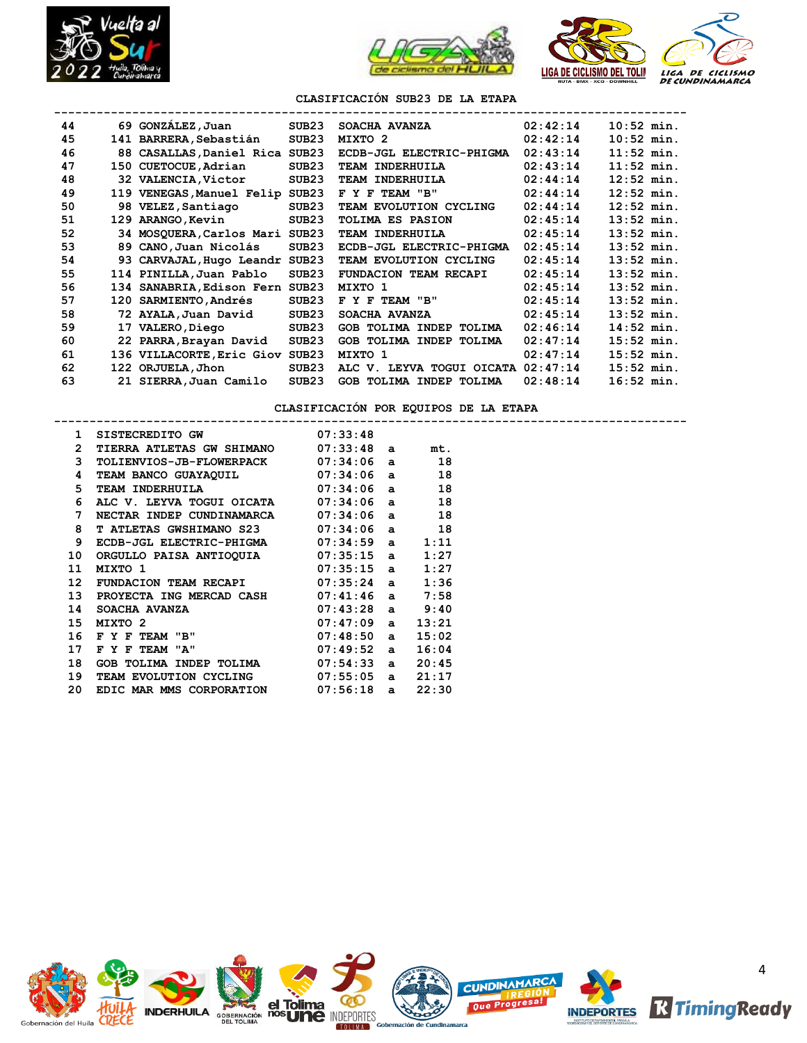## CLASIFICACIÓN SUB23 DE LA ETAPA

| | | | | | | |
|---|---|---|---|---|---|---|
| 44 | 69 | GONZÁLEZ,Juan | SUB23 | SOACHA AVANZA | 02:42:14 | 10:52 min. |
| 45 | 141 | BARRERA,Sebastián | SUB23 | MIXTO 2 | 02:42:14 | 10:52 min. |
| 46 | 88 | CASALLAS,Daniel Rica | SUB23 | ECDB-JGL ELECTRIC-PHIGMA | 02:43:14 | 11:52 min. |
| 47 | 150 | CUETOCUE,Adrian | SUB23 | TEAM INDERHUILA | 02:43:14 | 11:52 min. |
| 48 | 32 | VALENCIA,Victor | SUB23 | TEAM INDERHUILA | 02:44:14 | 12:52 min. |
| 49 | 119 | VENEGAS,Manuel Felip | SUB23 | F Y F TEAM "B" | 02:44:14 | 12:52 min. |
| 50 | 98 | VELEZ,Santiago | SUB23 | TEAM EVOLUTION CYCLING | 02:44:14 | 12:52 min. |
| 51 | 129 | ARANGO,Kevin | SUB23 | TOLIMA ES PASION | 02:45:14 | 13:52 min. |
| 52 | 34 | MOSQUERA,Carlos Mari | SUB23 | TEAM INDERHUILA | 02:45:14 | 13:52 min. |
| 53 | 89 | CANO,Juan Nicolás | SUB23 | ECDB-JGL ELECTRIC-PHIGMA | 02:45:14 | 13:52 min. |
| 54 | 93 | CARVAJAL,Hugo Leandr | SUB23 | TEAM EVOLUTION CYCLING | 02:45:14 | 13:52 min. |
| 55 | 114 | PINILLA,Juan Pablo | SUB23 | FUNDACION TEAM RECAPI | 02:45:14 | 13:52 min. |
| 56 | 134 | SANABRIA,Edison Fern | SUB23 | MIXTO 1 | 02:45:14 | 13:52 min. |
| 57 | 120 | SARMIENTO,Andrés | SUB23 | F Y F TEAM "B" | 02:45:14 | 13:52 min. |
| 58 | 72 | AYALA,Juan David | SUB23 | SOACHA AVANZA | 02:45:14 | 13:52 min. |
| 59 | 17 | VALERO,Diego | SUB23 | GOB TOLIMA INDEP TOLIMA | 02:46:14 | 14:52 min. |
| 60 | 22 | PARRA,Brayan David | SUB23 | GOB TOLIMA INDEP TOLIMA | 02:47:14 | 15:52 min. |
| 61 | 136 | VILLACORTE,Eric Giov | SUB23 | MIXTO 1 | 02:47:14 | 15:52 min. |
| 62 | 122 | ORJUELA,Jhon | SUB23 | ALC V. LEYVA TOGUI OICATA | 02:47:14 | 15:52 min. |
| 63 | 21 | SIERRA,Juan Camilo | SUB23 | GOB TOLIMA INDEP TOLIMA | 02:48:14 | 16:52 min. |

## CLASIFICACIÓN POR EQUIPOS DE LA ETAPA

| | | | | |
|---|---|---|---|---|
| 1 | SISTECREDITO GW | 07:33:48 | | |
| 2 | TIERRA ATLETAS GW SHIMANO | 07:33:48 | a | mt. |
| 3 | TOLIENVIOS-JB-FLOWERPACK | 07:34:06 | a | 18 |
| 4 | TEAM BANCO GUAYAQUIL | 07:34:06 | a | 18 |
| 5 | TEAM INDERHUILA | 07:34:06 | a | 18 |
| 6 | ALC V. LEYVA TOGUI OICATA | 07:34:06 | a | 18 |
| 7 | NECTAR INDEP CUNDINAMARCA | 07:34:06 | a | 18 |
| 8 | T ATLETAS GWSHIMANO S23 | 07:34:06 | a | 18 |
| 9 | ECDB-JGL ELECTRIC-PHIGMA | 07:34:59 | a | 1:11 |
| 10 | ORGULLO PAISA ANTIOQUIA | 07:35:15 | a | 1:27 |
| 11 | MIXTO 1 | 07:35:15 | a | 1:27 |
| 12 | FUNDACION TEAM RECAPI | 07:35:24 | a | 1:36 |
| 13 | PROYECTA ING MERCAD CASH | 07:41:46 | a | 7:58 |
| 14 | SOACHA AVANZA | 07:43:28 | a | 9:40 |
| 15 | MIXTO 2 | 07:47:09 | a | 13:21 |
| 16 | F Y F TEAM "B" | 07:48:50 | a | 15:02 |
| 17 | F Y F TEAM "A" | 07:49:52 | a | 16:04 |
| 18 | GOB TOLIMA INDEP TOLIMA | 07:54:33 | a | 20:45 |
| 19 | TEAM EVOLUTION CYCLING | 07:55:05 | a | 21:17 |
| 20 | EDIC MAR MMS CORPORATION | 07:56:18 | a | 22:30 |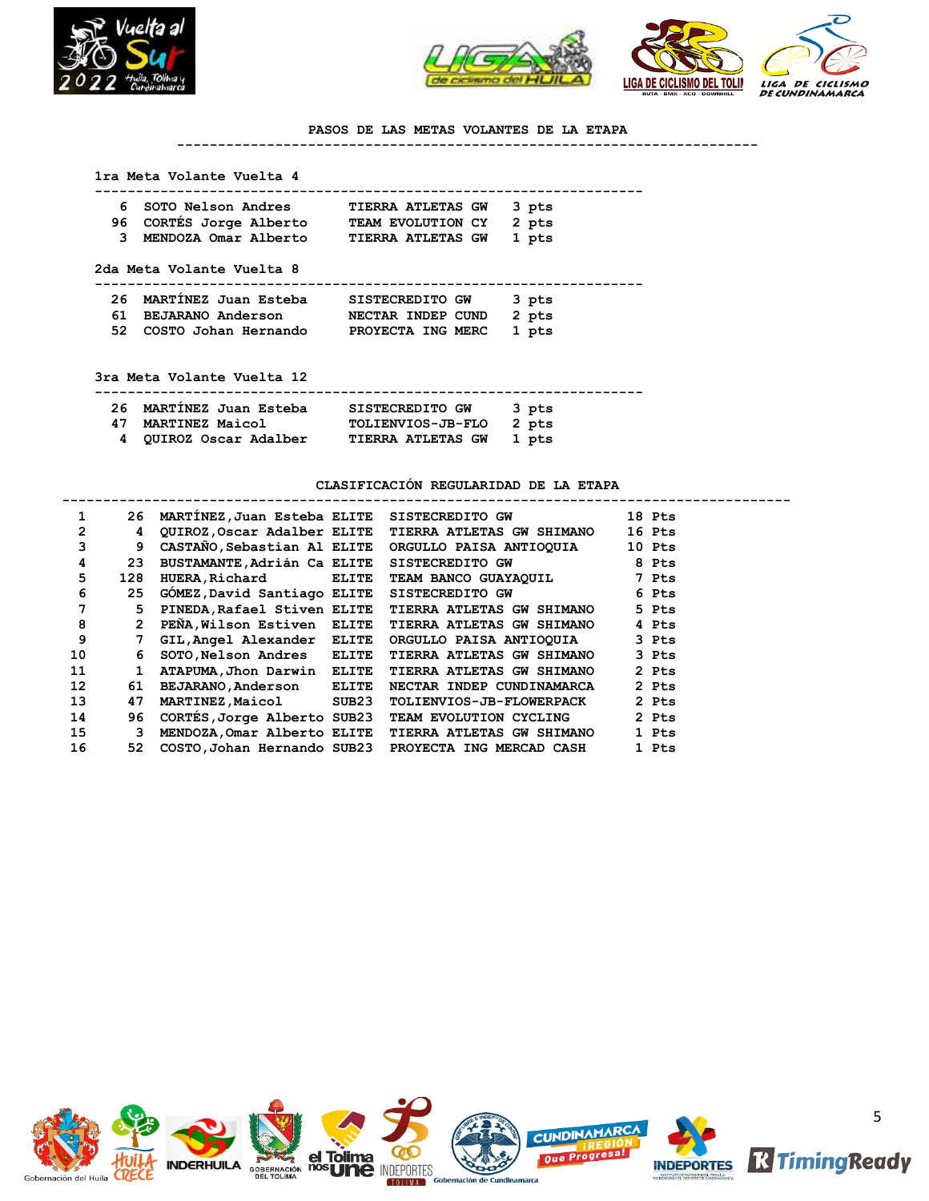## PASOS DE LAS METAS VOLANTES DE LA ETAPA

### 1ra Meta Volante Vuelta 4

| | | | |
|---|---|---|---|
| 6 | SOTO Nelson Andres | TIERRA ATLETAS GW | 3 pts |
| 96 | CORTÉS Jorge Alberto | TEAM EVOLUTION CY | 2 pts |
| 3 | MENDOZA Omar Alberto | TIERRA ATLETAS GW | 1 pts |

### 2da Meta Volante Vuelta 8

| | | | |
|---|---|---|---|
| 26 | MARTÍNEZ Juan Esteba | SISTECREDITO GW | 3 pts |
| 61 | BEJARANO Anderson | NECTAR INDEP CUND | 2 pts |
| 52 | COSTO Johan Hernando | PROYECTA ING MERC | 1 pts |

### 3ra Meta Volante Vuelta 12

| | | | |
|---|---|---|---|
| 26 | MARTÍNEZ Juan Esteba | SISTECREDITO GW | 3 pts |
| 47 | MARTINEZ Maicol | TOLIENVIOS-JB-FLO | 2 pts |
| 4 | QUIROZ Oscar Adalber | TIERRA ATLETAS GW | 1 pts |

## CLASIFICACIÓN REGULARIDAD DE LA ETAPA

| | | | | | |
|---|---|---|---|---|---|
| 1 | 26 | MARTÍNEZ,Juan Esteba | ELITE | SISTECREDITO GW | 18 Pts |
| 2 | 4 | QUIROZ,Oscar Adalber | ELITE | TIERRA ATLETAS GW SHIMANO | 16 Pts |
| 3 | 9 | CASTAÑO,Sebastian Al | ELITE | ORGULLO PAISA ANTIOQUIA | 10 Pts |
| 4 | 23 | BUSTAMANTE,Adrián Ca | ELITE | SISTECREDITO GW | 8 Pts |
| 5 | 128 | HUERA,Richard | ELITE | TEAM BANCO GUAYAQUIL | 7 Pts |
| 6 | 25 | GÓMEZ,David Santiago | ELITE | SISTECREDITO GW | 6 Pts |
| 7 | 5 | PINEDA,Rafael Stiven | ELITE | TIERRA ATLETAS GW SHIMANO | 5 Pts |
| 8 | 2 | PEÑA,Wilson Estiven | ELITE | TIERRA ATLETAS GW SHIMANO | 4 Pts |
| 9 | 7 | GIL,Angel Alexander | ELITE | ORGULLO PAISA ANTIOQUIA | 3 Pts |
| 10 | 6 | SOTO,Nelson Andres | ELITE | TIERRA ATLETAS GW SHIMANO | 3 Pts |
| 11 | 1 | ATAPUMA,Jhon Darwin | ELITE | TIERRA ATLETAS GW SHIMANO | 2 Pts |
| 12 | 61 | BEJARANO,Anderson | ELITE | NECTAR INDEP CUNDINAMARCA | 2 Pts |
| 13 | 47 | MARTINEZ,Maicol | SUB23 | TOLIENVIOS-JB-FLOWERPACK | 2 Pts |
| 14 | 96 | CORTÉS,Jorge Alberto | SUB23 | TEAM EVOLUTION CYCLING | 2 Pts |
| 15 | 3 | MENDOZA,Omar Alberto | ELITE | TIERRA ATLETAS GW SHIMANO | 1 Pts |
| 16 | 52 | COSTO,Johan Hernando | SUB23 | PROYECTA ING MERCAD CASH | 1 Pts |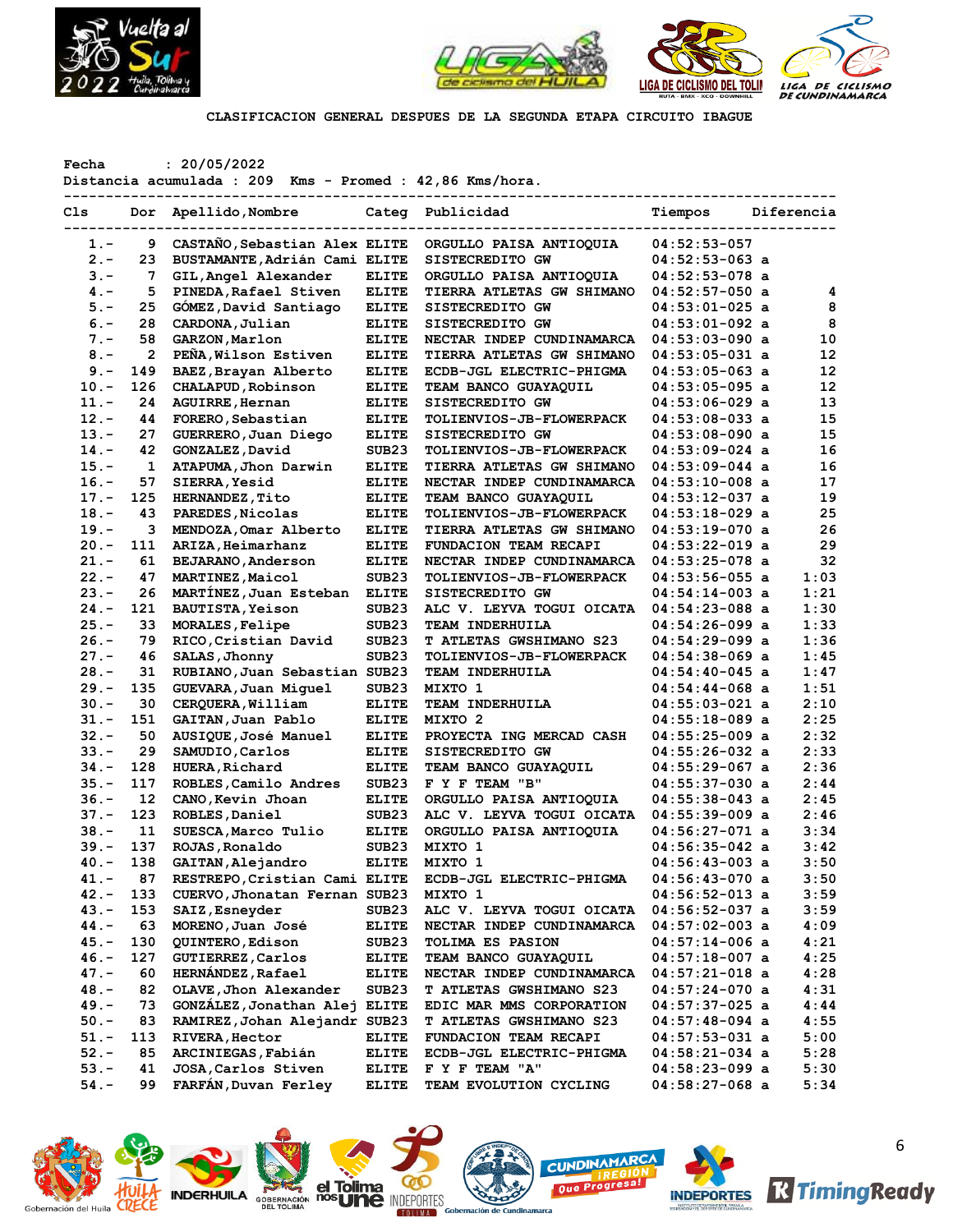CLASIFICACION GENERAL DESPUES DE LA SEGUNDA ETAPA CIRCUITO IBAGUE

Fecha : 20/05/2022
Distancia acumulada : 209 Kms - Promed : 42,86 Kms/hora.

| Cls | Dor | Apellido,Nombre | Categ | Publicidad | Tiempos | Diferencia |
|---|---|---|---|---|---|---|
| 1.- | 9 | CASTAÑO,Sebastian Alex | ELITE | ORGULLO PAISA ANTIOQUIA | 04:52:53-057 | |
| 2.- | 23 | BUSTAMANTE,Adrián Cami | ELITE | SISTECREDITO GW | 04:52:53-063 a | |
| 3.- | 7 | GIL,Angel Alexander | ELITE | ORGULLO PAISA ANTIOQUIA | 04:52:53-078 a | |
| 4.- | 5 | PINEDA,Rafael Stiven | ELITE | TIERRA ATLETAS GW SHIMANO | 04:52:57-050 a | 4 |
| 5.- | 25 | GÓMEZ,David Santiago | ELITE | SISTECREDITO GW | 04:53:01-025 a | 8 |
| 6.- | 28 | CARDONA,Julian | ELITE | SISTECREDITO GW | 04:53:01-092 a | 8 |
| 7.- | 58 | GARZON,Marlon | ELITE | NECTAR INDEP CUNDINAMARCA | 04:53:03-090 a | 10 |
| 8.- | 2 | PEÑA,Wilson Estiven | ELITE | TIERRA ATLETAS GW SHIMANO | 04:53:05-031 a | 12 |
| 9.- | 149 | BAEZ,Brayan Alberto | ELITE | ECDB-JGL ELECTRIC-PHIGMA | 04:53:05-063 a | 12 |
| 10.- | 126 | CHALAPUD,Robinson | ELITE | TEAM BANCO GUAYAQUIL | 04:53:05-095 a | 12 |
| 11.- | 24 | AGUIRRE,Hernan | ELITE | SISTECREDITO GW | 04:53:06-029 a | 13 |
| 12.- | 44 | FORERO,Sebastian | ELITE | TOLIENVIOS-JB-FLOWERPACK | 04:53:08-033 a | 15 |
| 13.- | 27 | GUERRERO,Juan Diego | ELITE | SISTECREDITO GW | 04:53:08-090 a | 15 |
| 14.- | 42 | GONZALEZ,David | SUB23 | TOLIENVIOS-JB-FLOWERPACK | 04:53:09-024 a | 16 |
| 15.- | 1 | ATAPUMA,Jhon Darwin | ELITE | TIERRA ATLETAS GW SHIMANO | 04:53:09-044 a | 16 |
| 16.- | 57 | SIERRA,Yesid | ELITE | NECTAR INDEP CUNDINAMARCA | 04:53:10-008 a | 17 |
| 17.- | 125 | HERNANDEZ,Tito | ELITE | TEAM BANCO GUAYAQUIL | 04:53:12-037 a | 19 |
| 18.- | 43 | PAREDES,Nicolas | ELITE | TOLIENVIOS-JB-FLOWERPACK | 04:53:18-029 a | 25 |
| 19.- | 3 | MENDOZA,Omar Alberto | ELITE | TIERRA ATLETAS GW SHIMANO | 04:53:19-070 a | 26 |
| 20.- | 111 | ARIZA,Heimarhanz | ELITE | FUNDACION TEAM RECAPI | 04:53:22-019 a | 29 |
| 21.- | 61 | BEJARANO,Anderson | ELITE | NECTAR INDEP CUNDINAMARCA | 04:53:25-078 a | 32 |
| 22.- | 47 | MARTINEZ,Maicol | SUB23 | TOLIENVIOS-JB-FLOWERPACK | 04:53:56-055 a | 1:03 |
| 23.- | 26 | MARTÍNEZ,Juan Esteban | ELITE | SISTECREDITO GW | 04:54:14-003 a | 1:21 |
| 24.- | 121 | BAUTISTA,Yeison | SUB23 | ALC V. LEYVA TOGUI OICATA | 04:54:23-088 a | 1:30 |
| 25.- | 33 | MORALES,Felipe | SUB23 | TEAM INDERHUILA | 04:54:26-099 a | 1:33 |
| 26.- | 79 | RICO,Cristian David | SUB23 | T ATLETAS GWSHIMANO S23 | 04:54:29-099 a | 1:36 |
| 27.- | 46 | SALAS,Jhonny | SUB23 | TOLIENVIOS-JB-FLOWERPACK | 04:54:38-069 a | 1:45 |
| 28.- | 31 | RUBIANO,Juan Sebastian | SUB23 | TEAM INDERHUILA | 04:54:40-045 a | 1:47 |
| 29.- | 135 | GUEVARA,Juan Miguel | SUB23 | MIXTO 1 | 04:54:44-068 a | 1:51 |
| 30.- | 30 | CERQUERA,William | ELITE | TEAM INDERHUILA | 04:55:03-021 a | 2:10 |
| 31.- | 151 | GAITAN,Juan Pablo | ELITE | MIXTO 2 | 04:55:18-089 a | 2:25 |
| 32.- | 50 | AUSIQUE,José Manuel | ELITE | PROYECTA ING MERCAD CASH | 04:55:25-009 a | 2:32 |
| 33.- | 29 | SAMUDIO,Carlos | ELITE | SISTECREDITO GW | 04:55:26-032 a | 2:33 |
| 34.- | 128 | HUERA,Richard | ELITE | TEAM BANCO GUAYAQUIL | 04:55:29-067 a | 2:36 |
| 35.- | 117 | ROBLES,Camilo Andres | SUB23 | F Y F TEAM "B" | 04:55:37-030 a | 2:44 |
| 36.- | 12 | CANO,Kevin Jhoan | ELITE | ORGULLO PAISA ANTIOQUIA | 04:55:38-043 a | 2:45 |
| 37.- | 123 | ROBLES,Daniel | SUB23 | ALC V. LEYVA TOGUI OICATA | 04:55:39-009 a | 2:46 |
| 38.- | 11 | SUESCA,Marco Tulio | ELITE | ORGULLO PAISA ANTIOQUIA | 04:56:27-071 a | 3:34 |
| 39.- | 137 | ROJAS,Ronaldo | SUB23 | MIXTO 1 | 04:56:35-042 a | 3:42 |
| 40.- | 138 | GAITAN,Alejandro | ELITE | MIXTO 1 | 04:56:43-003 a | 3:50 |
| 41.- | 87 | RESTREPO,Cristian Cami | ELITE | ECDB-JGL ELECTRIC-PHIGMA | 04:56:43-070 a | 3:50 |
| 42.- | 133 | CUERVO,Jhonatan Fernan | SUB23 | MIXTO 1 | 04:56:52-013 a | 3:59 |
| 43.- | 153 | SAIZ,Esneyder | SUB23 | ALC V. LEYVA TOGUI OICATA | 04:56:52-037 a | 3:59 |
| 44.- | 63 | MORENO,Juan José | ELITE | NECTAR INDEP CUNDINAMARCA | 04:57:02-003 a | 4:09 |
| 45.- | 130 | QUINTERO,Edison | SUB23 | TOLIMA ES PASION | 04:57:14-006 a | 4:21 |
| 46.- | 127 | GUTIERREZ,Carlos | ELITE | TEAM BANCO GUAYAQUIL | 04:57:18-007 a | 4:25 |
| 47.- | 60 | HERNÁNDEZ,Rafael | ELITE | NECTAR INDEP CUNDINAMARCA | 04:57:21-018 a | 4:28 |
| 48.- | 82 | OLAVE,Jhon Alexander | SUB23 | T ATLETAS GWSHIMANO S23 | 04:57:24-070 a | 4:31 |
| 49.- | 73 | GONZÁLEZ,Jonathan Alej | ELITE | EDIC MAR MMS CORPORATION | 04:57:37-025 a | 4:44 |
| 50.- | 83 | RAMIREZ,Johan Alejandr | SUB23 | T ATLETAS GWSHIMANO S23 | 04:57:48-094 a | 4:55 |
| 51.- | 113 | RIVERA,Hector | ELITE | FUNDACION TEAM RECAPI | 04:57:53-031 a | 5:00 |
| 52.- | 85 | ARCINIEGAS,Fabián | ELITE | ECDB-JGL ELECTRIC-PHIGMA | 04:58:21-034 a | 5:28 |
| 53.- | 41 | JOSA,Carlos Stiven | ELITE | F Y F TEAM "A" | 04:58:23-099 a | 5:30 |
| 54.- | 99 | FARFÁN,Duvan Ferley | ELITE | TEAM EVOLUTION CYCLING | 04:58:27-068 a | 5:34 |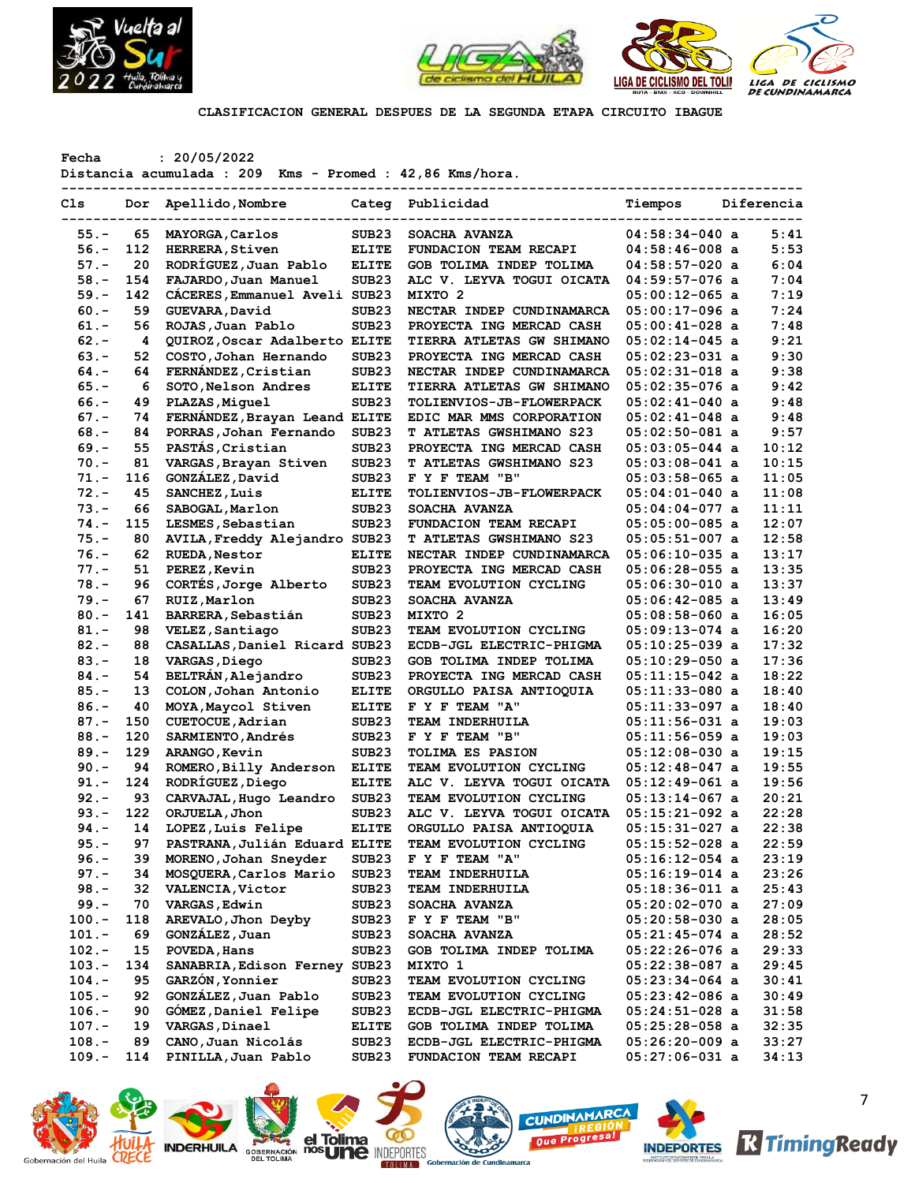CLASIFICACION GENERAL DESPUES DE LA SEGUNDA ETAPA CIRCUITO IBAGUE

Fecha : 20/05/2022
Distancia acumulada : 209 Kms - Promed : 42,86 Kms/hora.

| Cls | Dor | Apellido,Nombre | Categ | Publicidad | Tiempos | Diferencia |
|---|---|---|---|---|---|---|
| 55.- | 65 | MAYORGA,Carlos | SUB23 | SOACHA AVANZA | 04:58:34-040 a | 5:41 |
| 56.- | 112 | HERRERA,Stiven | ELITE | FUNDACION TEAM RECAPI | 04:58:46-008 a | 5:53 |
| 57.- | 20 | RODRÍGUEZ,Juan Pablo | ELITE | GOB TOLIMA INDEP TOLIMA | 04:58:57-020 a | 6:04 |
| 58.- | 154 | FAJARDO,Juan Manuel | SUB23 | ALC V. LEYVA TOGUI OICATA | 04:59:57-076 a | 7:04 |
| 59.- | 142 | CÁCERES,Emmanuel Aveli | SUB23 | MIXTO 2 | 05:00:12-065 a | 7:19 |
| 60.- | 59 | GUEVARA,David | SUB23 | NECTAR INDEP CUNDINAMARCA | 05:00:17-096 a | 7:24 |
| 61.- | 56 | ROJAS,Juan Pablo | SUB23 | PROYECTA ING MERCAD CASH | 05:00:41-028 a | 7:48 |
| 62.- | 4 | QUIROZ,Oscar Adalberto | ELITE | TIERRA ATLETAS GW SHIMANO | 05:02:14-045 a | 9:21 |
| 63.- | 52 | COSTO,Johan Hernando | SUB23 | PROYECTA ING MERCAD CASH | 05:02:23-031 a | 9:30 |
| 64.- | 64 | FERNÁNDEZ,Cristian | SUB23 | NECTAR INDEP CUNDINAMARCA | 05:02:31-018 a | 9:38 |
| 65.- | 6 | SOTO,Nelson Andres | ELITE | TIERRA ATLETAS GW SHIMANO | 05:02:35-076 a | 9:42 |
| 66.- | 49 | PLAZAS,Miguel | SUB23 | TOLIENVIOS-JB-FLOWERPACK | 05:02:41-040 a | 9:48 |
| 67.- | 74 | FERNÁNDEZ,Brayan Leand | ELITE | EDIC MAR MMS CORPORATION | 05:02:41-048 a | 9:48 |
| 68.- | 84 | PORRAS,Johan Fernando | SUB23 | T ATLETAS GWSHIMANO S23 | 05:02:50-081 a | 9:57 |
| 69.- | 55 | PASTÁS,Cristian | SUB23 | PROYECTA ING MERCAD CASH | 05:03:05-044 a | 10:12 |
| 70.- | 81 | VARGAS,Brayan Stiven | SUB23 | T ATLETAS GWSHIMANO S23 | 05:03:08-041 a | 10:15 |
| 71.- | 116 | GONZÁLEZ,David | SUB23 | F Y F TEAM "B" | 05:03:58-065 a | 11:05 |
| 72.- | 45 | SANCHEZ,Luis | ELITE | TOLIENVIOS-JB-FLOWERPACK | 05:04:01-040 a | 11:08 |
| 73.- | 66 | SABOGAL,Marlon | SUB23 | SOACHA AVANZA | 05:04:04-077 a | 11:11 |
| 74.- | 115 | LESMES,Sebastian | SUB23 | FUNDACION TEAM RECAPI | 05:05:00-085 a | 12:07 |
| 75.- | 80 | AVILA,Freddy Alejandro | SUB23 | T ATLETAS GWSHIMANO S23 | 05:05:51-007 a | 12:58 |
| 76.- | 62 | RUEDA,Nestor | ELITE | NECTAR INDEP CUNDINAMARCA | 05:06:10-035 a | 13:17 |
| 77.- | 51 | PEREZ,Kevin | SUB23 | PROYECTA ING MERCAD CASH | 05:06:28-055 a | 13:35 |
| 78.- | 96 | CORTÉS,Jorge Alberto | SUB23 | TEAM EVOLUTION CYCLING | 05:06:30-010 a | 13:37 |
| 79.- | 67 | RUIZ,Marlon | SUB23 | SOACHA AVANZA | 05:06:42-085 a | 13:49 |
| 80.- | 141 | BARRERA,Sebastián | SUB23 | MIXTO 2 | 05:08:58-060 a | 16:05 |
| 81.- | 98 | VELEZ,Santiago | SUB23 | TEAM EVOLUTION CYCLING | 05:09:13-074 a | 16:20 |
| 82.- | 88 | CASALLAS,Daniel Ricard | SUB23 | ECDB-JGL ELECTRIC-PHIGMA | 05:10:25-039 a | 17:32 |
| 83.- | 18 | VARGAS,Diego | SUB23 | GOB TOLIMA INDEP TOLIMA | 05:10:29-050 a | 17:36 |
| 84.- | 54 | BELTRÁN,Alejandro | SUB23 | PROYECTA ING MERCAD CASH | 05:11:15-042 a | 18:22 |
| 85.- | 13 | COLON,Johan Antonio | ELITE | ORGULLO PAISA ANTIOQUIA | 05:11:33-080 a | 18:40 |
| 86.- | 40 | MOYA,Maycol Stiven | ELITE | F Y F TEAM "A" | 05:11:33-097 a | 18:40 |
| 87.- | 150 | CUETOCUE,Adrian | SUB23 | TEAM INDERHUILA | 05:11:56-031 a | 19:03 |
| 88.- | 120 | SARMIENTO,Andrés | SUB23 | F Y F TEAM "B" | 05:11:56-059 a | 19:03 |
| 89.- | 129 | ARANGO,Kevin | SUB23 | TOLIMA ES PASION | 05:12:08-030 a | 19:15 |
| 90.- | 94 | ROMERO,Billy Anderson | ELITE | TEAM EVOLUTION CYCLING | 05:12:48-047 a | 19:55 |
| 91.- | 124 | RODRÍGUEZ,Diego | ELITE | ALC V. LEYVA TOGUI OICATA | 05:12:49-061 a | 19:56 |
| 92.- | 93 | CARVAJAL,Hugo Leandro | SUB23 | TEAM EVOLUTION CYCLING | 05:13:14-067 a | 20:21 |
| 93.- | 122 | ORJUELA,Jhon | SUB23 | ALC V. LEYVA TOGUI OICATA | 05:15:21-092 a | 22:28 |
| 94.- | 14 | LOPEZ,Luis Felipe | ELITE | ORGULLO PAISA ANTIOQUIA | 05:15:31-027 a | 22:38 |
| 95.- | 97 | PASTRANA,Julián Eduard | ELITE | TEAM EVOLUTION CYCLING | 05:15:52-028 a | 22:59 |
| 96.- | 39 | MORENO,Johan Sneyder | SUB23 | F Y F TEAM "A" | 05:16:12-054 a | 23:19 |
| 97.- | 34 | MOSQUERA,Carlos Mario | SUB23 | TEAM INDERHUILA | 05:16:19-014 a | 23:26 |
| 98.- | 32 | VALENCIA,Victor | SUB23 | TEAM INDERHUILA | 05:18:36-011 a | 25:43 |
| 99.- | 70 | VARGAS,Edwin | SUB23 | SOACHA AVANZA | 05:20:02-070 a | 27:09 |
| 100.- | 118 | AREVALO,Jhon Deyby | SUB23 | F Y F TEAM "B" | 05:20:58-030 a | 28:05 |
| 101.- | 69 | GONZÁLEZ,Juan | SUB23 | SOACHA AVANZA | 05:21:45-074 a | 28:52 |
| 102.- | 15 | POVEDA,Hans | SUB23 | GOB TOLIMA INDEP TOLIMA | 05:22:26-076 a | 29:33 |
| 103.- | 134 | SANABRIA,Edison Ferney | SUB23 | MIXTO 1 | 05:22:38-087 a | 29:45 |
| 104.- | 95 | GARZÓN,Yonnier | SUB23 | TEAM EVOLUTION CYCLING | 05:23:34-064 a | 30:41 |
| 105.- | 92 | GONZÁLEZ,Juan Pablo | SUB23 | TEAM EVOLUTION CYCLING | 05:23:42-086 a | 30:49 |
| 106.- | 90 | GÓMEZ,Daniel Felipe | SUB23 | ECDB-JGL ELECTRIC-PHIGMA | 05:24:51-028 a | 31:58 |
| 107.- | 19 | VARGAS,Dinael | ELITE | GOB TOLIMA INDEP TOLIMA | 05:25:28-058 a | 32:35 |
| 108.- | 89 | CANO,Juan Nicolás | SUB23 | ECDB-JGL ELECTRIC-PHIGMA | 05:26:20-009 a | 33:27 |
| 109.- | 114 | PINILLA,Juan Pablo | SUB23 | FUNDACION TEAM RECAPI | 05:27:06-031 a | 34:13 |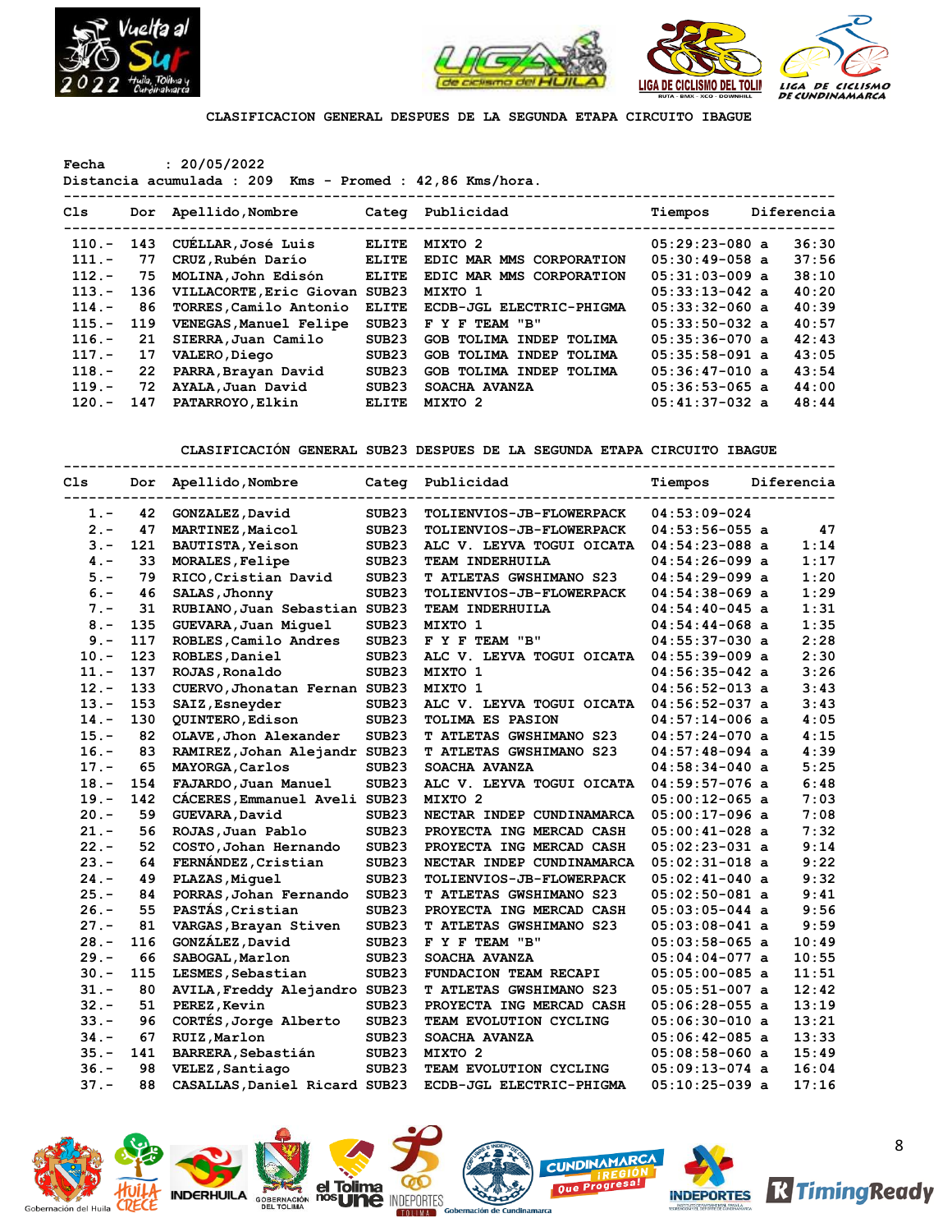## CLASIFICACION GENERAL DESPUES DE LA SEGUNDA ETAPA CIRCUITO IBAGUE

Fecha : 20/05/2022
Distancia acumulada : 209 Kms - Promed : 42,86 Kms/hora.

| Cls | Dor | Apellido,Nombre | Categ | Publicidad | Tiempos | Diferencia |
|---|---|---|---|---|---|---|
| 110.- | 143 | CUÉLLAR,José Luis | ELITE | MIXTO 2 | 05:29:23-080 a | 36:30 |
| 111.- | 77 | CRUZ,Rubén Darío | ELITE | EDIC MAR MMS CORPORATION | 05:30:49-058 a | 37:56 |
| 112.- | 75 | MOLINA,John Edisón | ELITE | EDIC MAR MMS CORPORATION | 05:31:03-009 a | 38:10 |
| 113.- | 136 | VILLACORTE,Eric Giovan | SUB23 | MIXTO 1 | 05:33:13-042 a | 40:20 |
| 114.- | 86 | TORRES,Camilo Antonio | ELITE | ECDB-JGL ELECTRIC-PHIGMA | 05:33:32-060 a | 40:39 |
| 115.- | 119 | VENEGAS,Manuel Felipe | SUB23 | F Y F TEAM "B" | 05:33:50-032 a | 40:57 |
| 116.- | 21 | SIERRA,Juan Camilo | SUB23 | GOB TOLIMA INDEP TOLIMA | 05:35:36-070 a | 42:43 |
| 117.- | 17 | VALERO,Diego | SUB23 | GOB TOLIMA INDEP TOLIMA | 05:35:58-091 a | 43:05 |
| 118.- | 22 | PARRA,Brayan David | SUB23 | GOB TOLIMA INDEP TOLIMA | 05:36:47-010 a | 43:54 |
| 119.- | 72 | AYALA,Juan David | SUB23 | SOACHA AVANZA | 05:36:53-065 a | 44:00 |
| 120.- | 147 | PATARROYO,Elkin | ELITE | MIXTO 2 | 05:41:37-032 a | 48:44 |

## CLASIFICACIÓN GENERAL SUB23 DESPUES DE LA SEGUNDA ETAPA CIRCUITO IBAGUE

| Cls | Dor | Apellido,Nombre | Categ | Publicidad | Tiempos | Diferencia |
|---|---|---|---|---|---|---|
| 1.- | 42 | GONZALEZ,David | SUB23 | TOLIENVIOS-JB-FLOWERPACK | 04:53:09-024 | |
| 2.- | 47 | MARTINEZ,Maicol | SUB23 | TOLIENVIOS-JB-FLOWERPACK | 04:53:56-055 a | 47 |
| 3.- | 121 | BAUTISTA,Yeison | SUB23 | ALC V. LEYVA TOGUI OICATA | 04:54:23-088 a | 1:14 |
| 4.- | 33 | MORALES,Felipe | SUB23 | TEAM INDERHUILA | 04:54:26-099 a | 1:17 |
| 5.- | 79 | RICO,Cristian David | SUB23 | T ATLETAS GWSHIMANO S23 | 04:54:29-099 a | 1:20 |
| 6.- | 46 | SALAS,Jhonny | SUB23 | TOLIENVIOS-JB-FLOWERPACK | 04:54:38-069 a | 1:29 |
| 7.- | 31 | RUBIANO,Juan Sebastian | SUB23 | TEAM INDERHUILA | 04:54:40-045 a | 1:31 |
| 8.- | 135 | GUEVARA,Juan Miguel | SUB23 | MIXTO 1 | 04:54:44-068 a | 1:35 |
| 9.- | 117 | ROBLES,Camilo Andres | SUB23 | F Y F TEAM "B" | 04:55:37-030 a | 2:28 |
| 10.- | 123 | ROBLES,Daniel | SUB23 | ALC V. LEYVA TOGUI OICATA | 04:55:39-009 a | 2:30 |
| 11.- | 137 | ROJAS,Ronaldo | SUB23 | MIXTO 1 | 04:56:35-042 a | 3:26 |
| 12.- | 133 | CUERVO,Jhonatan Fernan | SUB23 | MIXTO 1 | 04:56:52-013 a | 3:43 |
| 13.- | 153 | SAIZ,Esneyder | SUB23 | ALC V. LEYVA TOGUI OICATA | 04:56:52-037 a | 3:43 |
| 14.- | 130 | QUINTERO,Edison | SUB23 | TOLIMA ES PASION | 04:57:14-006 a | 4:05 |
| 15.- | 82 | OLAVE,Jhon Alexander | SUB23 | T ATLETAS GWSHIMANO S23 | 04:57:24-070 a | 4:15 |
| 16.- | 83 | RAMIREZ,Johan Alejandr | SUB23 | T ATLETAS GWSHIMANO S23 | 04:57:48-094 a | 4:39 |
| 17.- | 65 | MAYORGA,Carlos | SUB23 | SOACHA AVANZA | 04:58:34-040 a | 5:25 |
| 18.- | 154 | FAJARDO,Juan Manuel | SUB23 | ALC V. LEYVA TOGUI OICATA | 04:59:57-076 a | 6:48 |
| 19.- | 142 | CÁCERES,Emmanuel Aveli | SUB23 | MIXTO 2 | 05:00:12-065 a | 7:03 |
| 20.- | 59 | GUEVARA,David | SUB23 | NECTAR INDEP CUNDINAMARCA | 05:00:17-096 a | 7:08 |
| 21.- | 56 | ROJAS,Juan Pablo | SUB23 | PROYECTA ING MERCAD CASH | 05:00:41-028 a | 7:32 |
| 22.- | 52 | COSTO,Johan Hernando | SUB23 | PROYECTA ING MERCAD CASH | 05:02:23-031 a | 9:14 |
| 23.- | 64 | FERNÁNDEZ,Cristian | SUB23 | NECTAR INDEP CUNDINAMARCA | 05:02:31-018 a | 9:22 |
| 24.- | 49 | PLAZAS,Miguel | SUB23 | TOLIENVIOS-JB-FLOWERPACK | 05:02:41-040 a | 9:32 |
| 25.- | 84 | PORRAS,Johan Fernando | SUB23 | T ATLETAS GWSHIMANO S23 | 05:02:50-081 a | 9:41 |
| 26.- | 55 | PASTÁS,Cristian | SUB23 | PROYECTA ING MERCAD CASH | 05:03:05-044 a | 9:56 |
| 27.- | 81 | VARGAS,Brayan Stiven | SUB23 | T ATLETAS GWSHIMANO S23 | 05:03:08-041 a | 9:59 |
| 28.- | 116 | GONZÁLEZ,David | SUB23 | F Y F TEAM "B" | 05:03:58-065 a | 10:49 |
| 29.- | 66 | SABOGAL,Marlon | SUB23 | SOACHA AVANZA | 05:04:04-077 a | 10:55 |
| 30.- | 115 | LESMES,Sebastian | SUB23 | FUNDACION TEAM RECAPI | 05:05:00-085 a | 11:51 |
| 31.- | 80 | AVILA,Freddy Alejandro | SUB23 | T ATLETAS GWSHIMANO S23 | 05:05:51-007 a | 12:42 |
| 32.- | 51 | PEREZ,Kevin | SUB23 | PROYECTA ING MERCAD CASH | 05:06:28-055 a | 13:19 |
| 33.- | 96 | CORTÉS,Jorge Alberto | SUB23 | TEAM EVOLUTION CYCLING | 05:06:30-010 a | 13:21 |
| 34.- | 67 | RUIZ,Marlon | SUB23 | SOACHA AVANZA | 05:06:42-085 a | 13:33 |
| 35.- | 141 | BARRERA,Sebastián | SUB23 | MIXTO 2 | 05:08:58-060 a | 15:49 |
| 36.- | 98 | VELEZ,Santiago | SUB23 | TEAM EVOLUTION CYCLING | 05:09:13-074 a | 16:04 |
| 37.- | 88 | CASALLAS,Daniel Ricard | SUB23 | ECDB-JGL ELECTRIC-PHIGMA | 05:10:25-039 a | 17:16 |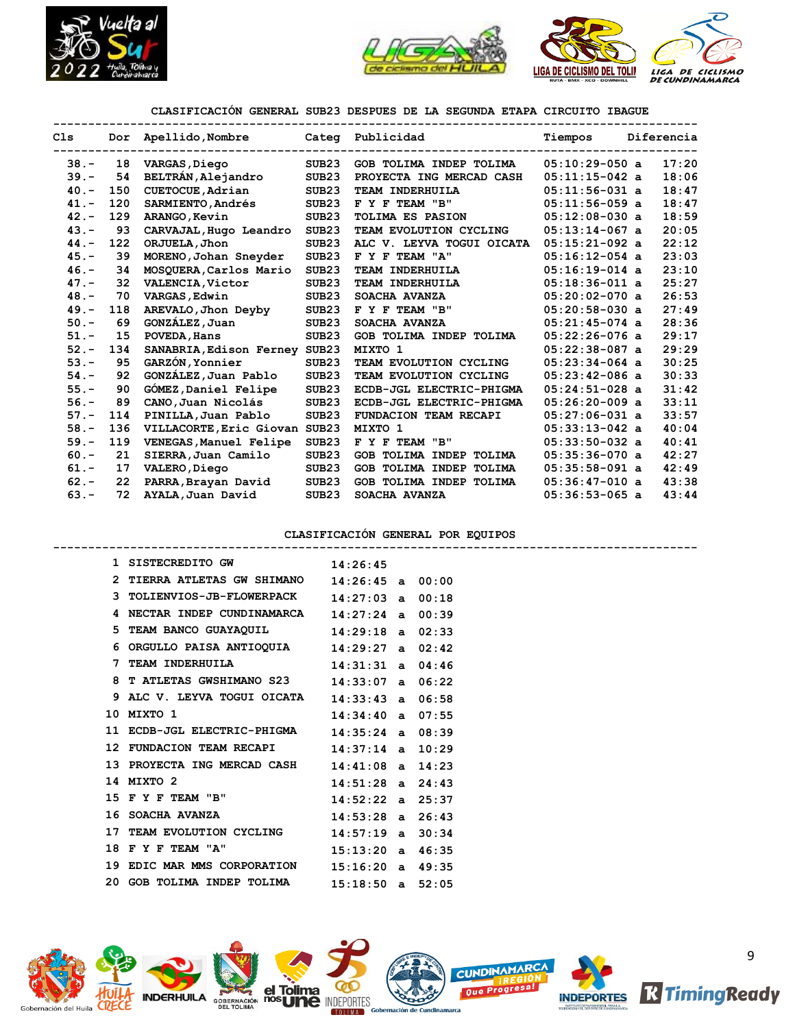## CLASIFICACIÓN GENERAL SUB23 DESPUES DE LA SEGUNDA ETAPA CIRCUITO IBAGUE

| Cls | Dor | Apellido,Nombre | Categ | Publicidad | Tiempos | Diferencia |
|---|---|---|---|---|---|---|
| 38.- | 18 | VARGAS,Diego | SUB23 | GOB TOLIMA INDEP TOLIMA | 05:10:29-050 a | 17:20 |
| 39.- | 54 | BELTRÁN,Alejandro | SUB23 | PROYECTA ING MERCAD CASH | 05:11:15-042 a | 18:06 |
| 40.- | 150 | CUETOCUE,Adrian | SUB23 | TEAM INDERHUILA | 05:11:56-031 a | 18:47 |
| 41.- | 120 | SARMIENTO,Andrés | SUB23 | F Y F TEAM "B" | 05:11:56-059 a | 18:47 |
| 42.- | 129 | ARANGO,Kevin | SUB23 | TOLIMA ES PASION | 05:12:08-030 a | 18:59 |
| 43.- | 93 | CARVAJAL,Hugo Leandro | SUB23 | TEAM EVOLUTION CYCLING | 05:13:14-067 a | 20:05 |
| 44.- | 122 | ORJUELA,Jhon | SUB23 | ALC V. LEYVA TOGUI OICATA | 05:15:21-092 a | 22:12 |
| 45.- | 39 | MORENO,Johan Sneyder | SUB23 | F Y F TEAM "A" | 05:16:12-054 a | 23:03 |
| 46.- | 34 | MOSQUERA,Carlos Mario | SUB23 | TEAM INDERHUILA | 05:16:19-014 a | 23:10 |
| 47.- | 32 | VALENCIA,Victor | SUB23 | TEAM INDERHUILA | 05:18:36-011 a | 25:27 |
| 48.- | 70 | VARGAS,Edwin | SUB23 | SOACHA AVANZA | 05:20:02-070 a | 26:53 |
| 49.- | 118 | AREVALO,Jhon Deyby | SUB23 | F Y F TEAM "B" | 05:20:58-030 a | 27:49 |
| 50.- | 69 | GONZÁLEZ,Juan | SUB23 | SOACHA AVANZA | 05:21:45-074 a | 28:36 |
| 51.- | 15 | POVEDA,Hans | SUB23 | GOB TOLIMA INDEP TOLIMA | 05:22:26-076 a | 29:17 |
| 52.- | 134 | SANABRIA,Edison Ferney | SUB23 | MIXTO 1 | 05:22:38-087 a | 29:29 |
| 53.- | 95 | GARZÓN,Yonnier | SUB23 | TEAM EVOLUTION CYCLING | 05:23:34-064 a | 30:25 |
| 54.- | 92 | GONZÁLEZ,Juan Pablo | SUB23 | TEAM EVOLUTION CYCLING | 05:23:42-086 a | 30:33 |
| 55.- | 90 | GÓMEZ,Daniel Felipe | SUB23 | ECDB-JGL ELECTRIC-PHIGMA | 05:24:51-028 a | 31:42 |
| 56.- | 89 | CANO,Juan Nicolás | SUB23 | ECDB-JGL ELECTRIC-PHIGMA | 05:26:20-009 a | 33:11 |
| 57.- | 114 | PINILLA,Juan Pablo | SUB23 | FUNDACION TEAM RECAPI | 05:27:06-031 a | 33:57 |
| 58.- | 136 | VILLACORTE,Eric Giovan | SUB23 | MIXTO 1 | 05:33:13-042 a | 40:04 |
| 59.- | 119 | VENEGAS,Manuel Felipe | SUB23 | F Y F TEAM "B" | 05:33:50-032 a | 40:41 |
| 60.- | 21 | SIERRA,Juan Camilo | SUB23 | GOB TOLIMA INDEP TOLIMA | 05:35:36-070 a | 42:27 |
| 61.- | 17 | VALERO,Diego | SUB23 | GOB TOLIMA INDEP TOLIMA | 05:35:58-091 a | 42:49 |
| 62.- | 22 | PARRA,Brayan David | SUB23 | GOB TOLIMA INDEP TOLIMA | 05:36:47-010 a | 43:38 |
| 63.- | 72 | AYALA,Juan David | SUB23 | SOACHA AVANZA | 05:36:53-065 a | 43:44 |

## CLASIFICACIÓN GENERAL POR EQUIPOS

| # | Equipo | Tiempo | Diferencia |
|---|---|---|---|
| 1 | SISTECREDITO GW | 14:26:45 | |
| 2 | TIERRA ATLETAS GW SHIMANO | 14:26:45 | a 00:00 |
| 3 | TOLIENVIOS-JB-FLOWERPACK | 14:27:03 | a 00:18 |
| 4 | NECTAR INDEP CUNDINAMARCA | 14:27:24 | a 00:39 |
| 5 | TEAM BANCO GUAYAQUIL | 14:29:18 | a 02:33 |
| 6 | ORGULLO PAISA ANTIOQUIA | 14:29:27 | a 02:42 |
| 7 | TEAM INDERHUILA | 14:31:31 | a 04:46 |
| 8 | T ATLETAS GWSHIMANO S23 | 14:33:07 | a 06:22 |
| 9 | ALC V. LEYVA TOGUI OICATA | 14:33:43 | a 06:58 |
| 10 | MIXTO 1 | 14:34:40 | a 07:55 |
| 11 | ECDB-JGL ELECTRIC-PHIGMA | 14:35:24 | a 08:39 |
| 12 | FUNDACION TEAM RECAPI | 14:37:14 | a 10:29 |
| 13 | PROYECTA ING MERCAD CASH | 14:41:08 | a 14:23 |
| 14 | MIXTO 2 | 14:51:28 | a 24:43 |
| 15 | F Y F TEAM "B" | 14:52:22 | a 25:37 |
| 16 | SOACHA AVANZA | 14:53:28 | a 26:43 |
| 17 | TEAM EVOLUTION CYCLING | 14:57:19 | a 30:34 |
| 18 | F Y F TEAM "A" | 15:13:20 | a 46:35 |
| 19 | EDIC MAR MMS CORPORATION | 15:16:20 | a 49:35 |
| 20 | GOB TOLIMA INDEP TOLIMA | 15:18:50 | a 52:05 |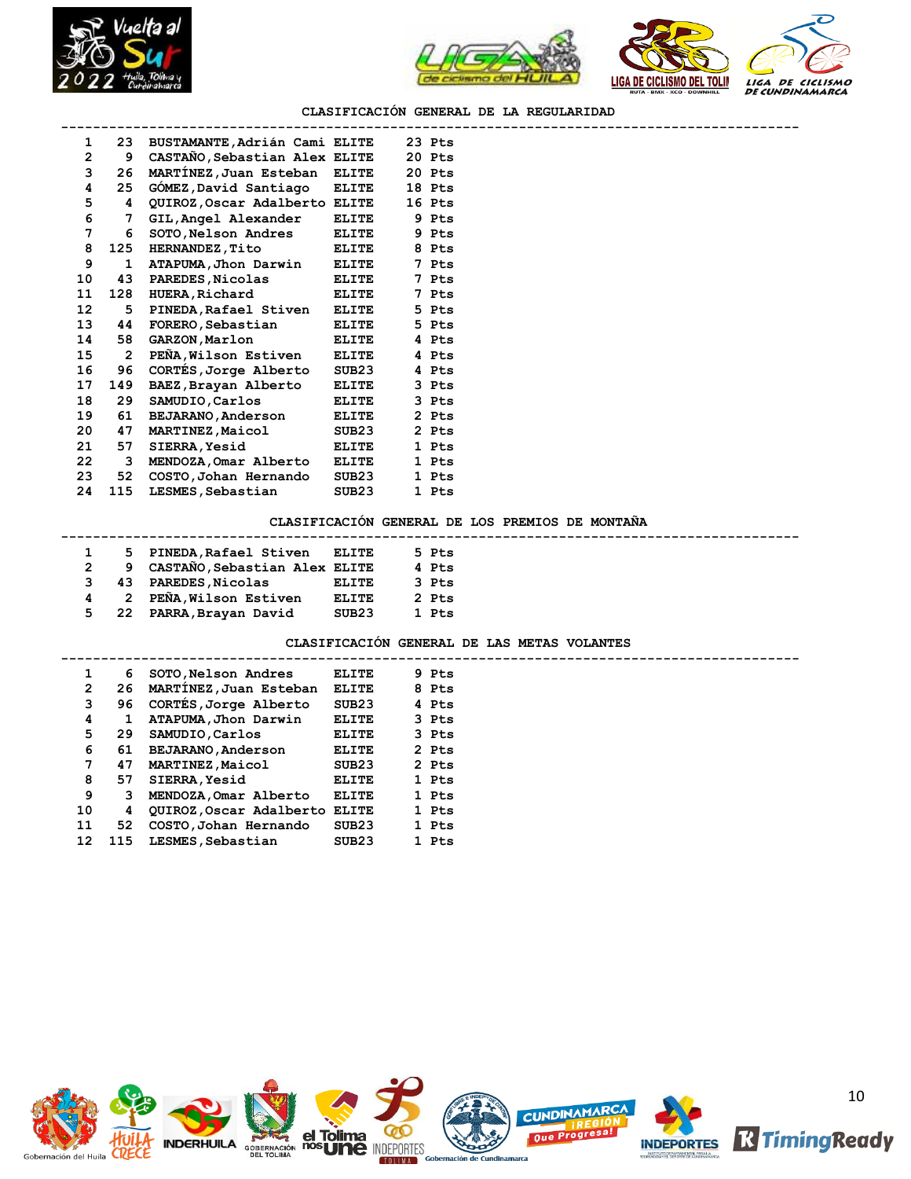## CLASIFICACIÓN GENERAL DE LA REGULARIDAD

| Pos | Dorsal | Nombre | Cat. | Puntos |
|---|---|---|---|---|
| 1 | 23 | BUSTAMANTE,Adrián Cami | ELITE | 23 Pts |
| 2 | 9 | CASTAÑO,Sebastian Alex | ELITE | 20 Pts |
| 3 | 26 | MARTÍNEZ,Juan Esteban | ELITE | 20 Pts |
| 4 | 25 | GÓMEZ,David Santiago | ELITE | 18 Pts |
| 5 | 4 | QUIROZ,Oscar Adalberto | ELITE | 16 Pts |
| 6 | 7 | GIL,Angel Alexander | ELITE | 9 Pts |
| 7 | 6 | SOTO,Nelson Andres | ELITE | 9 Pts |
| 8 | 125 | HERNANDEZ,Tito | ELITE | 8 Pts |
| 9 | 1 | ATAPUMA,Jhon Darwin | ELITE | 7 Pts |
| 10 | 43 | PAREDES,Nicolas | ELITE | 7 Pts |
| 11 | 128 | HUERA,Richard | ELITE | 7 Pts |
| 12 | 5 | PINEDA,Rafael Stiven | ELITE | 5 Pts |
| 13 | 44 | FORERO,Sebastian | ELITE | 5 Pts |
| 14 | 58 | GARZON,Marlon | ELITE | 4 Pts |
| 15 | 2 | PEÑA,Wilson Estiven | ELITE | 4 Pts |
| 16 | 96 | CORTÉS,Jorge Alberto | SUB23 | 4 Pts |
| 17 | 149 | BAEZ,Brayan Alberto | ELITE | 3 Pts |
| 18 | 29 | SAMUDIO,Carlos | ELITE | 3 Pts |
| 19 | 61 | BEJARANO,Anderson | ELITE | 2 Pts |
| 20 | 47 | MARTINEZ,Maicol | SUB23 | 2 Pts |
| 21 | 57 | SIERRA,Yesid | ELITE | 1 Pts |
| 22 | 3 | MENDOZA,Omar Alberto | ELITE | 1 Pts |
| 23 | 52 | COSTO,Johan Hernando | SUB23 | 1 Pts |
| 24 | 115 | LESMES,Sebastian | SUB23 | 1 Pts |

## CLASIFICACIÓN GENERAL DE LOS PREMIOS DE MONTAÑA

| Pos | Dorsal | Nombre | Cat. | Puntos |
|---|---|---|---|---|
| 1 | 5 | PINEDA,Rafael Stiven | ELITE | 5 Pts |
| 2 | 9 | CASTAÑO,Sebastian Alex | ELITE | 4 Pts |
| 3 | 43 | PAREDES,Nicolas | ELITE | 3 Pts |
| 4 | 2 | PEÑA,Wilson Estiven | ELITE | 2 Pts |
| 5 | 22 | PARRA,Brayan David | SUB23 | 1 Pts |

## CLASIFICACIÓN GENERAL DE LAS METAS VOLANTES

| Pos | Dorsal | Nombre | Cat. | Puntos |
|---|---|---|---|---|
| 1 | 6 | SOTO,Nelson Andres | ELITE | 9 Pts |
| 2 | 26 | MARTÍNEZ,Juan Esteban | ELITE | 8 Pts |
| 3 | 96 | CORTÉS,Jorge Alberto | SUB23 | 4 Pts |
| 4 | 1 | ATAPUMA,Jhon Darwin | ELITE | 3 Pts |
| 5 | 29 | SAMUDIO,Carlos | ELITE | 3 Pts |
| 6 | 61 | BEJARANO,Anderson | ELITE | 2 Pts |
| 7 | 47 | MARTINEZ,Maicol | SUB23 | 2 Pts |
| 8 | 57 | SIERRA,Yesid | ELITE | 1 Pts |
| 9 | 3 | MENDOZA,Omar Alberto | ELITE | 1 Pts |
| 10 | 4 | QUIROZ,Oscar Adalberto | ELITE | 1 Pts |
| 11 | 52 | COSTO,Johan Hernando | SUB23 | 1 Pts |
| 12 | 115 | LESMES,Sebastian | SUB23 | 1 Pts |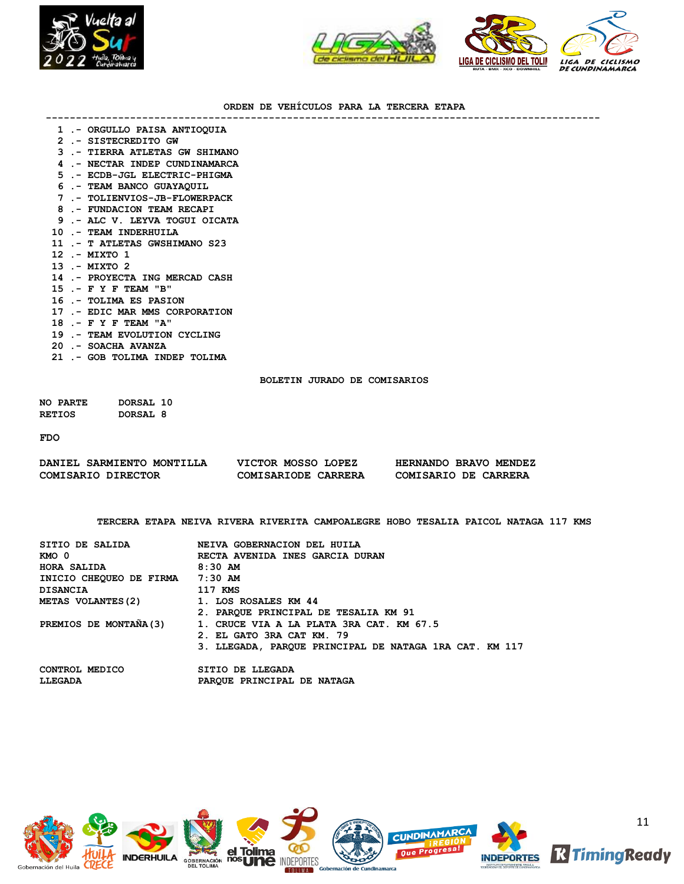## ORDEN DE VEHÍCULOS PARA LA TERCERA ETAPA

1 .- ORGULLO PAISA ANTIOQUIA
2 .- SISTECREDITO GW
3 .- TIERRA ATLETAS GW SHIMANO
4 .- NECTAR INDEP CUNDINAMARCA
5 .- ECDB-JGL ELECTRIC-PHIGMA
6 .- TEAM BANCO GUAYAQUIL
7 .- TOLIENVIOS-JB-FLOWERPACK
8 .- FUNDACION TEAM RECAPI
9 .- ALC V. LEYVA TOGUI OICATA
10 .- TEAM INDERHUILA
11 .- T ATLETAS GWSHIMANO S23
12 .- MIXTO 1
13 .- MIXTO 2
14 .- PROYECTA ING MERCAD CASH
15 .- F Y F TEAM "B"
16 .- TOLIMA ES PASION
17 .- EDIC MAR MMS CORPORATION
18 .- F Y F TEAM "A"
19 .- TEAM EVOLUTION CYCLING
20 .- SOACHA AVANZA
21 .- GOB TOLIMA INDEP TOLIMA

## BOLETIN JURADO DE COMISARIOS

| | |
|---|---|
| NO PARTE | DORSAL 10 |
| RETIOS | DORSAL 8 |

FDO

| DANIEL SARMIENTO MONTILLA | VICTOR MOSSO LOPEZ | HERNANDO BRAVO MENDEZ |
|---|---|---|
| COMISARIO DIRECTOR | COMISARIODE CARRERA | COMISARIO DE CARRERA |

## TERCERA ETAPA NEIVA RIVERA RIVERITA CAMPOALEGRE HOBO TESALIA PAICOL NATAGA 117 KMS

| | |
|---|---|
| SITIO DE SALIDA | NEIVA GOBERNACION DEL HUILA |
| KMO 0 | RECTA AVENIDA INES GARCIA DURAN |
| HORA SALIDA | 8:30 AM |
| INICIO CHEQUEO DE FIRMA | 7:30 AM |
| DISANCIA | 117 KMS |
| METAS VOLANTES(2) | 1. LOS ROSALES KM 44 |
| | 2. PARQUE PRINCIPAL DE TESALIA KM 91 |
| PREMIOS DE MONTAÑA(3) | 1. CRUCE VIA A LA PLATA 3RA CAT. KM 67.5 |
| | 2. EL GATO 3RA CAT KM. 79 |
| | 3. LLEGADA, PARQUE PRINCIPAL DE NATAGA 1RA CAT. KM 117 |
| CONTROL MEDICO | SITIO DE LLEGADA |
| LLEGADA | PARQUE PRINCIPAL DE NATAGA |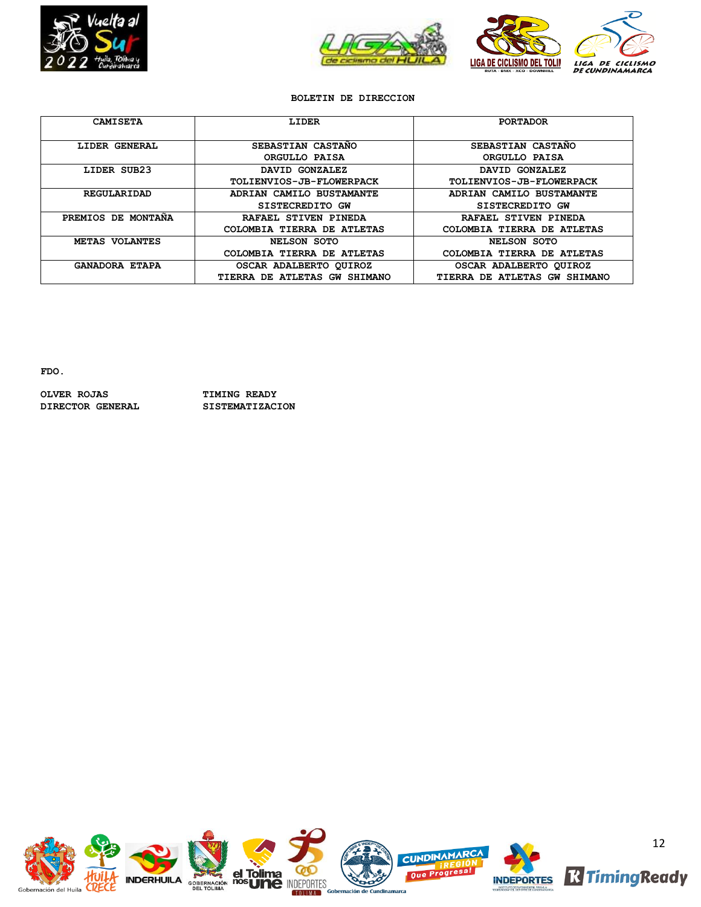## BOLETIN DE DIRECCION

| CAMISETA | LIDER | PORTADOR |
|---|---|---|
| LIDER GENERAL | SEBASTIAN CASTAÑO<br>ORGULLO PAISA | SEBASTIAN CASTAÑO<br>ORGULLO PAISA |
| LIDER SUB23 | DAVID GONZALEZ<br>TOLIENVIOS-JB-FLOWERPACK | DAVID GONZALEZ<br>TOLIENVIOS-JB-FLOWERPACK |
| REGULARIDAD | ADRIAN CAMILO BUSTAMANTE<br>SISTECREDITO GW | ADRIAN CAMILO BUSTAMANTE<br>SISTECREDITO GW |
| PREMIOS DE MONTAÑA | RAFAEL STIVEN PINEDA<br>COLOMBIA TIERRA DE ATLETAS | RAFAEL STIVEN PINEDA<br>COLOMBIA TIERRA DE ATLETAS |
| METAS VOLANTES | NELSON SOTO<br>COLOMBIA TIERRA DE ATLETAS | NELSON SOTO<br>COLOMBIA TIERRA DE ATLETAS |
| GANADORA ETAPA | OSCAR ADALBERTO QUIROZ<br>TIERRA DE ATLETAS GW SHIMANO | OSCAR ADALBERTO QUIROZ<br>TIERRA DE ATLETAS GW SHIMANO |

FDO.

OLVER ROJAS
DIRECTOR GENERAL

TIMING READY
SISTEMATIZACION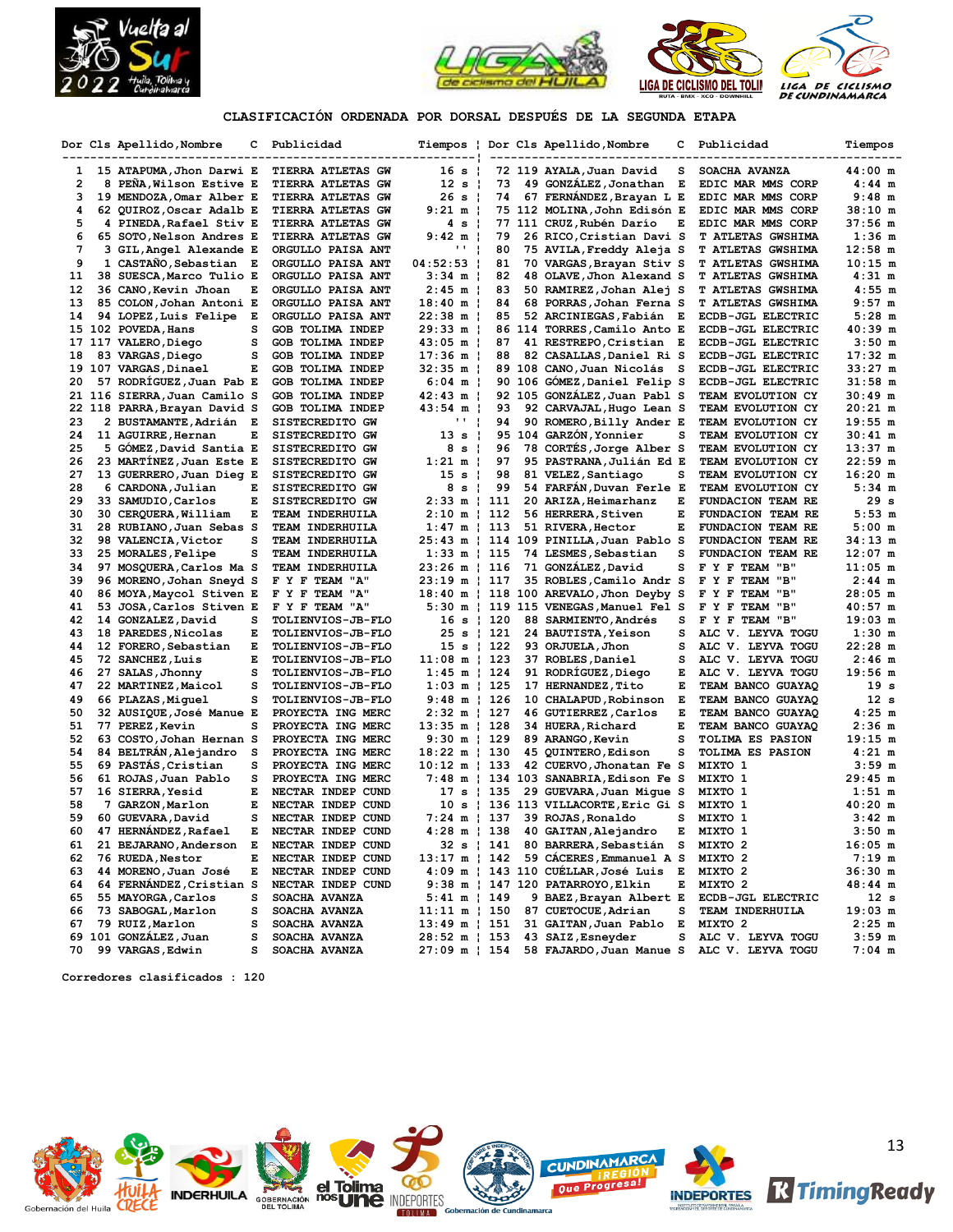## CLASIFICACIÓN ORDENADA POR DORSAL DESPUÉS DE LA SEGUNDA ETAPA

| Dor | Cls | Apellido,Nombre | C | Publicidad | Tiempos |
|---|---|---|---|---|---|
| 1 | 15 | ATAPUMA,Jhon Darwi | E | TIERRA ATLETAS GW | 16 s |
| 2 | 8 | PEÑA,Wilson Estive | E | TIERRA ATLETAS GW | 12 s |
| 3 | 19 | MENDOZA,Omar Alber | E | TIERRA ATLETAS GW | 26 s |
| 4 | 62 | QUIROZ,Oscar Adalb | E | TIERRA ATLETAS GW | 9:21 m |
| 5 | 4 | PINEDA,Rafael Stiv | E | TIERRA ATLETAS GW | 4 s |
| 6 | 65 | SOTO,Nelson Andres | E | TIERRA ATLETAS GW | 9:42 m |
| 7 | 3 | GIL,Angel Alexande | E | ORGULLO PAISA ANT | '' |
| 9 | 1 | CASTAÑO,Sebastian | E | ORGULLO PAISA ANT | 04:52:53 |
| 11 | 38 | SUESCA,Marco Tulio | E | ORGULLO PAISA ANT | 3:34 m |
| 12 | 36 | CANO,Kevin Jhoan | E | ORGULLO PAISA ANT | 2:45 m |
| 13 | 85 | COLON,Johan Antoni | E | ORGULLO PAISA ANT | 18:40 m |
| 14 | 94 | LOPEZ,Luis Felipe | E | ORGULLO PAISA ANT | 22:38 m |
| 15 | 102 | POVEDA,Hans | S | GOB TOLIMA INDEP | 29:33 m |
| 17 | 117 | VALERO,Diego | S | GOB TOLIMA INDEP | 43:05 m |
| 18 | 83 | VARGAS,Diego | S | GOB TOLIMA INDEP | 17:36 m |
| 19 | 107 | VARGAS,Dinael | E | GOB TOLIMA INDEP | 32:35 m |
| 20 | 57 | RODRÍGUEZ,Juan Pab | E | GOB TOLIMA INDEP | 6:04 m |
| 21 | 116 | SIERRA,Juan Camilo | S | GOB TOLIMA INDEP | 42:43 m |
| 22 | 118 | PARRA,Brayan David | S | GOB TOLIMA INDEP | 43:54 m |
| 23 | 2 | BUSTAMANTE,Adrián | E | SISTECREDITO GW | '' |
| 24 | 11 | AGUIRRE,Hernan | E | SISTECREDITO GW | 13 s |
| 25 | 5 | GÓMEZ,David Santia | E | SISTECREDITO GW | 8 s |
| 26 | 23 | MARTÍNEZ,Juan Este | E | SISTECREDITO GW | 1:21 m |
| 27 | 13 | GUERRERO,Juan Dieg | E | SISTECREDITO GW | 15 s |
| 28 | 6 | CARDONA,Julian | E | SISTECREDITO GW | 8 s |
| 29 | 33 | SAMUDIO,Carlos | E | SISTECREDITO GW | 2:33 m |
| 30 | 30 | CERQUERA,William | E | TEAM INDERHUILA | 2:10 m |
| 31 | 28 | RUBIANO,Juan Sebas | E | TEAM INDERHUILA | 1:47 m |
| 32 | 98 | VALENCIA,Victor | S | TEAM INDERHUILA | 25:43 m |
| 33 | 25 | MORALES,Felipe | S | TEAM INDERHUILA | 1:33 m |
| 34 | 97 | MOSQUERA,Carlos Ma | S | TEAM INDERHUILA | 23:26 m |
| 39 | 96 | MORENO,Johan Sneyd | S | F Y F TEAM "A" | 23:19 m |
| 40 | 86 | MOYA,Maycol Stiven | E | F Y F TEAM "A" | 18:40 m |
| 41 | 53 | JOSA,Carlos Stiven | E | F Y F TEAM "A" | 5:30 m |
| 42 | 14 | GONZALEZ,David | S | TOLIENVIOS-JB-FLO | 16 s |
| 43 | 18 | PAREDES,Nicolas | E | TOLIENVIOS-JB-FLO | 25 s |
| 44 | 12 | FORERO,Sebastian | E | TOLIENVIOS-JB-FLO | 15 s |
| 45 | 72 | SANCHEZ,Luis | E | TOLIENVIOS-JB-FLO | 11:08 m |
| 46 | 27 | SALAS,Jhonny | S | TOLIENVIOS-JB-FLO | 1:45 m |
| 47 | 22 | MARTINEZ,Maicol | S | TOLIENVIOS-JB-FLO | 1:03 m |
| 49 | 66 | PLAZAS,Miguel | S | TOLIENVIOS-JB-FLO | 9:48 m |
| 50 | 32 | AUSIQUE,José Manue | E | PROYECTA ING MERC | 2:32 m |
| 51 | 77 | PEREZ,Kevin | S | PROYECTA ING MERC | 13:35 m |
| 52 | 63 | COSTO,Johan Hernan | S | PROYECTA ING MERC | 9:30 m |
| 54 | 84 | BELTRÁN,Alejandro | S | PROYECTA ING MERC | 18:22 m |
| 55 | 69 | PASTÁS,Cristian | S | PROYECTA ING MERC | 10:12 m |
| 56 | 61 | ROJAS,Juan Pablo | S | PROYECTA ING MERC | 7:48 m |
| 57 | 16 | SIERRA,Yesid | E | NECTAR INDEP CUND | 17 s |
| 58 | 7 | GARZON,Marlon | E | NECTAR INDEP CUND | 10 s |
| 59 | 60 | GUEVARA,David | S | NECTAR INDEP CUND | 7:24 m |
| 60 | 47 | HERNÁNDEZ,Rafael | E | NECTAR INDEP CUND | 4:28 m |
| 61 | 21 | BEJARANO,Anderson | E | NECTAR INDEP CUND | 32 s |
| 62 | 76 | RUEDA,Nestor | E | NECTAR INDEP CUND | 13:17 m |
| 63 | 44 | MORENO,Juan José | E | NECTAR INDEP CUND | 4:09 m |
| 64 | 64 | FERNÁNDEZ,Cristian | S | NECTAR INDEP CUND | 9:38 m |
| 65 | 55 | MAYORGA,Carlos | S | SOACHA AVANZA | 5:41 m |
| 66 | 73 | SABOGAL,Marlon | S | SOACHA AVANZA | 11:11 m |
| 67 | 79 | RUIZ,Marlon | S | SOACHA AVANZA | 13:49 m |
| 69 | 101 | GONZÁLEZ,Juan | S | SOACHA AVANZA | 28:52 m |
| 70 | 99 | VARGAS,Edwin | S | SOACHA AVANZA | 27:09 m |
| 72 | 119 | AYALA,Juan David | S | SOACHA AVANZA | 44:00 m |
| 73 | 49 | GONZÁLEZ,Jonathan | E | EDIC MAR MMS CORP | 4:44 m |
| 74 | 67 | FERNÁNDEZ,Brayan L | E | EDIC MAR MMS CORP | 9:48 m |
| 75 | 112 | MOLINA,John Edisón | E | EDIC MAR MMS CORP | 38:10 m |
| 77 | 111 | CRUZ,Rubén Darío | E | EDIC MAR MMS CORP | 37:56 m |
| 79 | 26 | RICO,Cristian Davi | S | T ATLETAS GWSHIMA | 1:36 m |
| 80 | 75 | AVILA,Freddy Aleja | S | T ATLETAS GWSHIMA | 12:58 m |
| 81 | 70 | VARGAS,Brayan Stiv | S | T ATLETAS GWSHIMA | 10:15 m |
| 82 | 48 | OLAVE,Jhon Alexand | S | T ATLETAS GWSHIMA | 4:31 m |
| 83 | 50 | RAMIREZ,Johan Alej | S | T ATLETAS GWSHIMA | 4:55 m |
| 84 | 68 | PORRAS,Johan Ferna | S | T ATLETAS GWSHIMA | 9:57 m |
| 85 | 52 | ARCINIEGAS,Fabián | E | ECDB-JGL ELECTRIC | 5:28 m |
| 86 | 114 | TORRES,Camilo Anto | E | ECDB-JGL ELECTRIC | 40:39 m |
| 87 | 41 | RESTREPO,Cristian | E | ECDB-JGL ELECTRIC | 3:50 m |
| 88 | 82 | CASALLAS,Daniel Ri | S | ECDB-JGL ELECTRIC | 17:32 m |
| 89 | 108 | CANO,Juan Nicolás | S | ECDB-JGL ELECTRIC | 33:27 m |
| 90 | 106 | GÓMEZ,Daniel Felip | S | ECDB-JGL ELECTRIC | 31:58 m |
| 92 | 105 | GONZÁLEZ,Juan Pabl | S | TEAM EVOLUTION CY | 30:49 m |
| 93 | 92 | CARVAJAL,Hugo Lean | S | TEAM EVOLUTION CY | 20:21 m |
| 94 | 90 | ROMERO,Billy Ander | E | TEAM EVOLUTION CY | 19:55 m |
| 95 | 104 | GARZÓN,Yonnier | S | TEAM EVOLUTION CY | 30:41 m |
| 96 | 78 | CORTÉS,Jorge Alber | S | TEAM EVOLUTION CY | 13:37 m |
| 97 | 95 | PASTRANA,Julián Ed | E | TEAM EVOLUTION CY | 22:59 m |
| 98 | 81 | VELEZ,Santiago | S | TEAM EVOLUTION CY | 16:20 m |
| 99 | 54 | FARFÁN,Duvan Ferle | E | TEAM EVOLUTION CY | 5:34 m |
| 111 | 20 | ARIZA,Heimarhanz | E | FUNDACION TEAM RE | 29 s |
| 112 | 56 | HERRERA,Stiven | E | FUNDACION TEAM RE | 5:53 m |
| 113 | 51 | RIVERA,Hector | E | FUNDACION TEAM RE | 5:00 m |
| 114 | 109 | PINILLA,Juan Pablo | S | FUNDACION TEAM RE | 34:13 m |
| 115 | 74 | FLÓREZ,Sebastian | S | FUNDACION TEAM RE | 12:07 m |
| 116 | 71 | GONZÁLEZ,David | S | F Y F TEAM "B" | 11:05 m |
| 117 | 35 | ROBLES,Camilo Andr | S | F Y F TEAM "B" | 2:44 m |
| 118 | 100 | AREVALO,Jhon Deyby | S | F Y F TEAM "B" | 28:05 m |
| 119 | 115 | VENEGAS,Manuel Fel | S | F Y F TEAM "B" | 40:57 m |
| 120 | 88 | SARMIENTO,Andrés | S | F Y F TEAM "B" | 19:03 m |
| 121 | 24 | BAUTISTA,Yeison | S | ALC V. LEYVA TOGU | 1:30 m |
| 122 | 93 | ORJUELA,Jhon | S | ALC V. LEYVA TOGU | 22:28 m |
| 123 | 37 | ROBLES,Daniel | S | ALC V. LEYVA TOGU | 2:46 m |
| 124 | 91 | RODRÍGUEZ,Diego | E | ALC V. LEYVA TOGU | 19:56 m |
| 125 | 17 | HERNANDEZ,Tito | E | TEAM BANCO GUAYAQ | 19 s |
| 126 | 10 | CHALAPUD,Robinson | E | TEAM BANCO GUAYAQ | 12 s |
| 127 | 46 | GUTIERREZ,Carlos | E | TEAM BANCO GUAYAQ | 4:25 m |
| 128 | 34 | HUERA,Richard | E | TEAM BANCO GUAYAQ | 2:36 m |
| 129 | 89 | ARANGO,Kevin | S | TOLIMA ES PASION | 19:15 m |
| 130 | 45 | QUINTERO,Edison | S | TOLIMA ES PASION | 4:21 m |
| 133 | 42 | CUERVO,Jhonatan Fe | S | MIXTO 1 | 3:59 m |
| 134 | 103 | SANABRIA,Edison Fe | S | MIXTO 1 | 29:45 m |
| 135 | 29 | GUEVARA,Juan Migue | S | MIXTO 1 | 1:51 m |
| 136 | 113 | VILLACORTE,Eric Gi | S | MIXTO 1 | 40:20 m |
| 137 | 39 | ROJAS,Ronaldo | S | MIXTO 1 | 3:42 m |
| 138 | 40 | GAITAN,Alejandro | E | MIXTO 1 | 3:50 m |
| 141 | 80 | BARRERA,Sebastián | S | MIXTO 2 | 16:05 m |
| 142 | 59 | CÁCERES,Emmanuel A | S | MIXTO 2 | 7:19 m |
| 143 | 110 | CUÉLLAR,José Luis | E | MIXTO 2 | 36:30 m |
| 147 | 120 | PATARROYO,Elkin | E | MIXTO 2 | 48:44 m |
| 149 | 9 | BAEZ,Brayan Albert | E | ECDB-JGL ELECTRIC | 12 s |
| 150 | 87 | CUETOCUE,Adrian | S | TEAM INDERHUILA | 19:03 m |
| 151 | 31 | GAITAN,Juan Pablo | E | MIXTO 2 | 2:25 m |
| 153 | 43 | SAIZ,Esneyder | S | ALC V. LEYVA TOGU | 3:59 m |
| 154 | 58 | FAJARDO,Juan Manue | S | ALC V. LEYVA TOGU | 7:04 m |

Corredores clasificados : 120